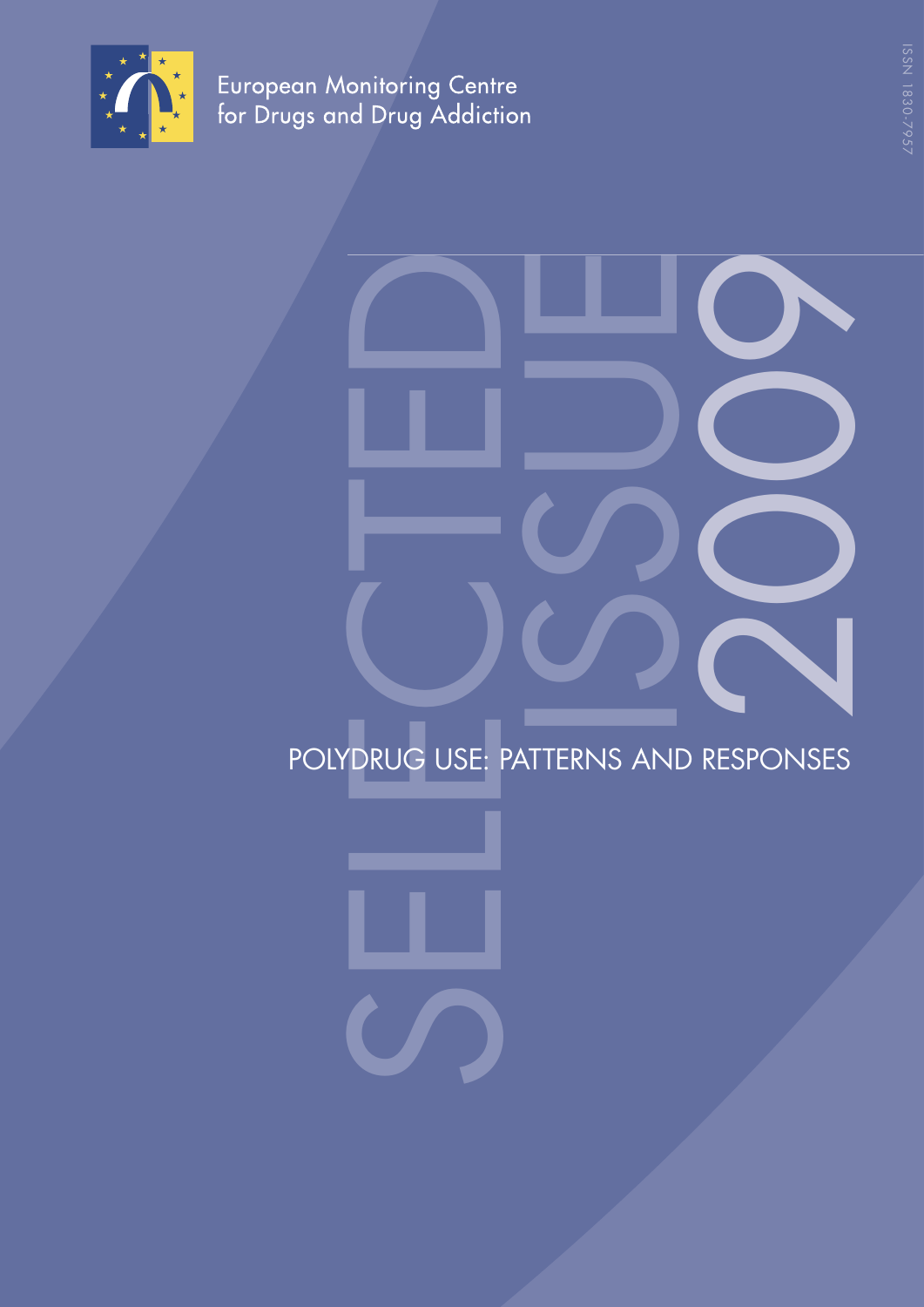European Monitoring Centre for Drugs and Drug Addiction

ISSN 1830-7957

# SELECTED ISSUE 2009

## POLYDRUG USE: PATTERNS AND RESPONSES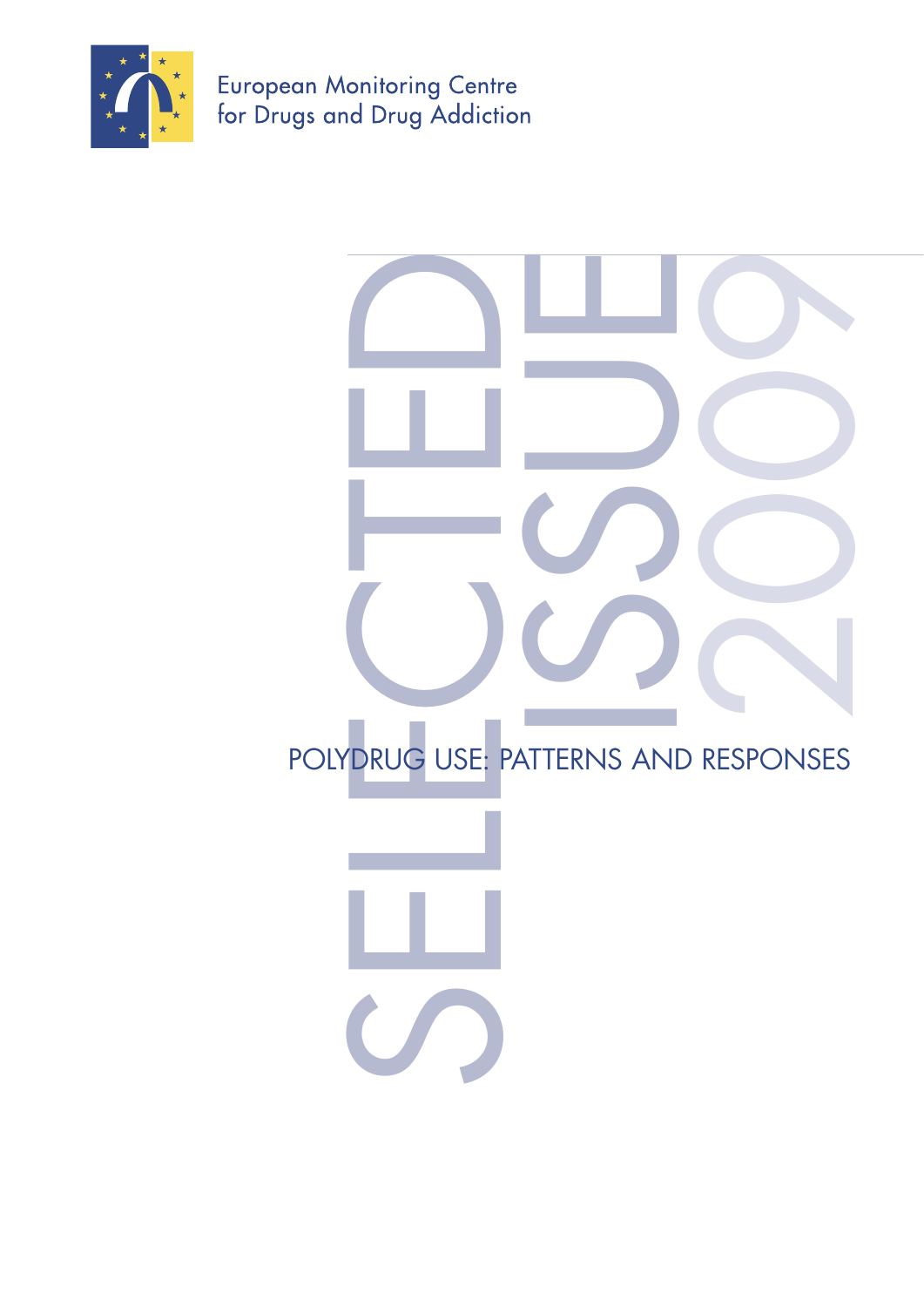European Monitoring Centre
for Drugs and Drug Addiction

# SELECTED ISSUE 2009

## POLYDRUG USE: PATTERNS AND RESPONSES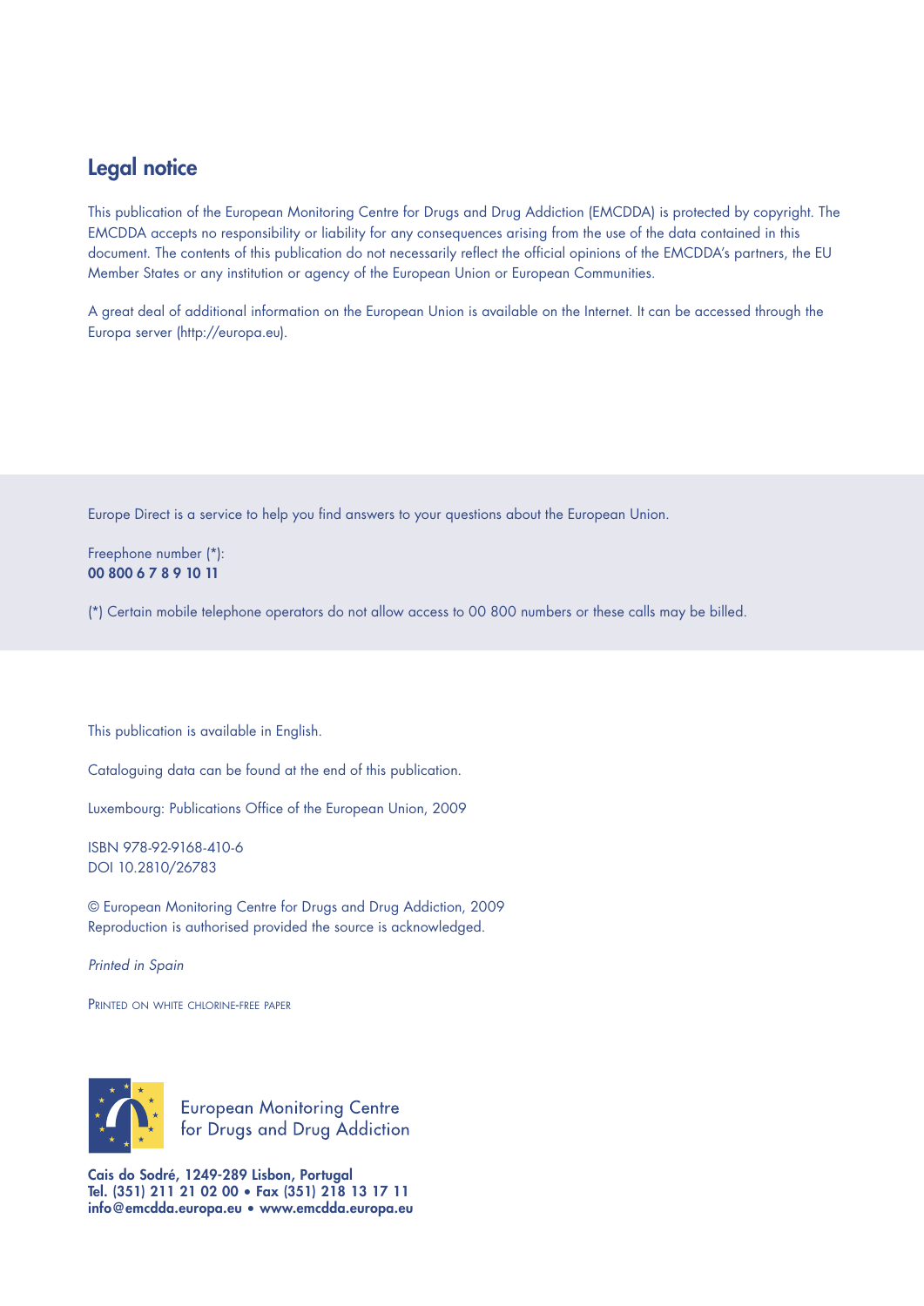## Legal notice

This publication of the European Monitoring Centre for Drugs and Drug Addiction (EMCDDA) is protected by copyright. The EMCDDA accepts no responsibility or liability for any consequences arising from the use of the data contained in this document. The contents of this publication do not necessarily reflect the official opinions of the EMCDDA's partners, the EU Member States or any institution or agency of the European Union or European Communities.

A great deal of additional information on the European Union is available on the Internet. It can be accessed through the Europa server (http://europa.eu).

Europe Direct is a service to help you find answers to your questions about the European Union.

Freephone number (*):
**00 800 6 7 8 9 10 11**

(*) Certain mobile telephone operators do not allow access to 00 800 numbers or these calls may be billed.

This publication is available in English.

Cataloguing data can be found at the end of this publication.

Luxembourg: Publications Office of the European Union, 2009

ISBN 978-92-9168-410-6
DOI 10.2810/26783

© European Monitoring Centre for Drugs and Drug Addiction, 2009
Reproduction is authorised provided the source is acknowledged.

*Printed in Spain*

PRINTED ON WHITE CHLORINE-FREE PAPER

European Monitoring Centre for Drugs and Drug Addiction

**Cais do Sodré, 1249-289 Lisbon, Portugal**
**Tel. (351) 211 21 02 00 • Fax (351) 218 13 17 11**
**info@emcdda.europa.eu • www.emcdda.europa.eu**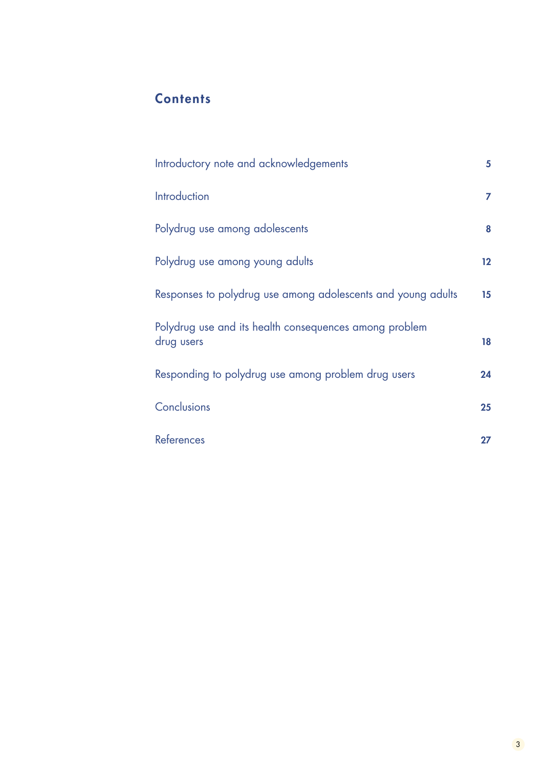# Contents

| | |
|---|---|
| Introductory note and acknowledgements | 5 |
| Introduction | 7 |
| Polydrug use among adolescents | 8 |
| Polydrug use among young adults | 12 |
| Responses to polydrug use among adolescents and young adults | 15 |
| Polydrug use and its health consequences among problem drug users | 18 |
| Responding to polydrug use among problem drug users | 24 |
| Conclusions | 25 |
| References | 27 |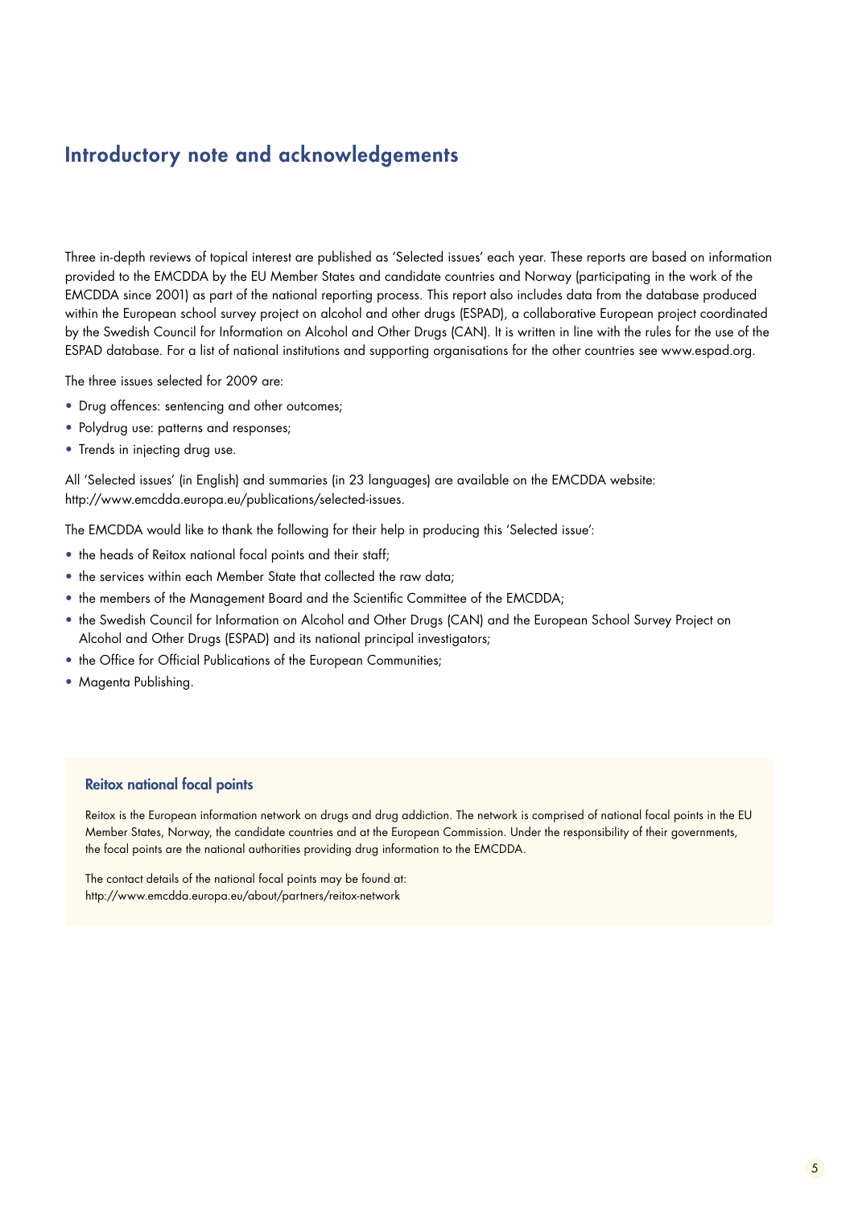## Introductory note and acknowledgements

Three in-depth reviews of topical interest are published as 'Selected issues' each year. These reports are based on information provided to the EMCDDA by the EU Member States and candidate countries and Norway (participating in the work of the EMCDDA since 2001) as part of the national reporting process. This report also includes data from the database produced within the European school survey project on alcohol and other drugs (ESPAD), a collaborative European project coordinated by the Swedish Council for Information on Alcohol and Other Drugs (CAN). It is written in line with the rules for the use of the ESPAD database. For a list of national institutions and supporting organisations for the other countries see www.espad.org.

The three issues selected for 2009 are:

- Drug offences: sentencing and other outcomes;
- Polydrug use: patterns and responses;
- Trends in injecting drug use.

All 'Selected issues' (in English) and summaries (in 23 languages) are available on the EMCDDA website: http://www.emcdda.europa.eu/publications/selected-issues.

The EMCDDA would like to thank the following for their help in producing this 'Selected issue':

- the heads of Reitox national focal points and their staff;
- the services within each Member State that collected the raw data;
- the members of the Management Board and the Scientific Committee of the EMCDDA;
- the Swedish Council for Information on Alcohol and Other Drugs (CAN) and the European School Survey Project on Alcohol and Other Drugs (ESPAD) and its national principal investigators;
- the Office for Official Publications of the European Communities;
- Magenta Publishing.

### Reitox national focal points

Reitox is the European information network on drugs and drug addiction. The network is comprised of national focal points in the EU Member States, Norway, the candidate countries and at the European Commission. Under the responsibility of their governments, the focal points are the national authorities providing drug information to the EMCDDA.

The contact details of the national focal points may be found at:
http://www.emcdda.europa.eu/about/partners/reitox-network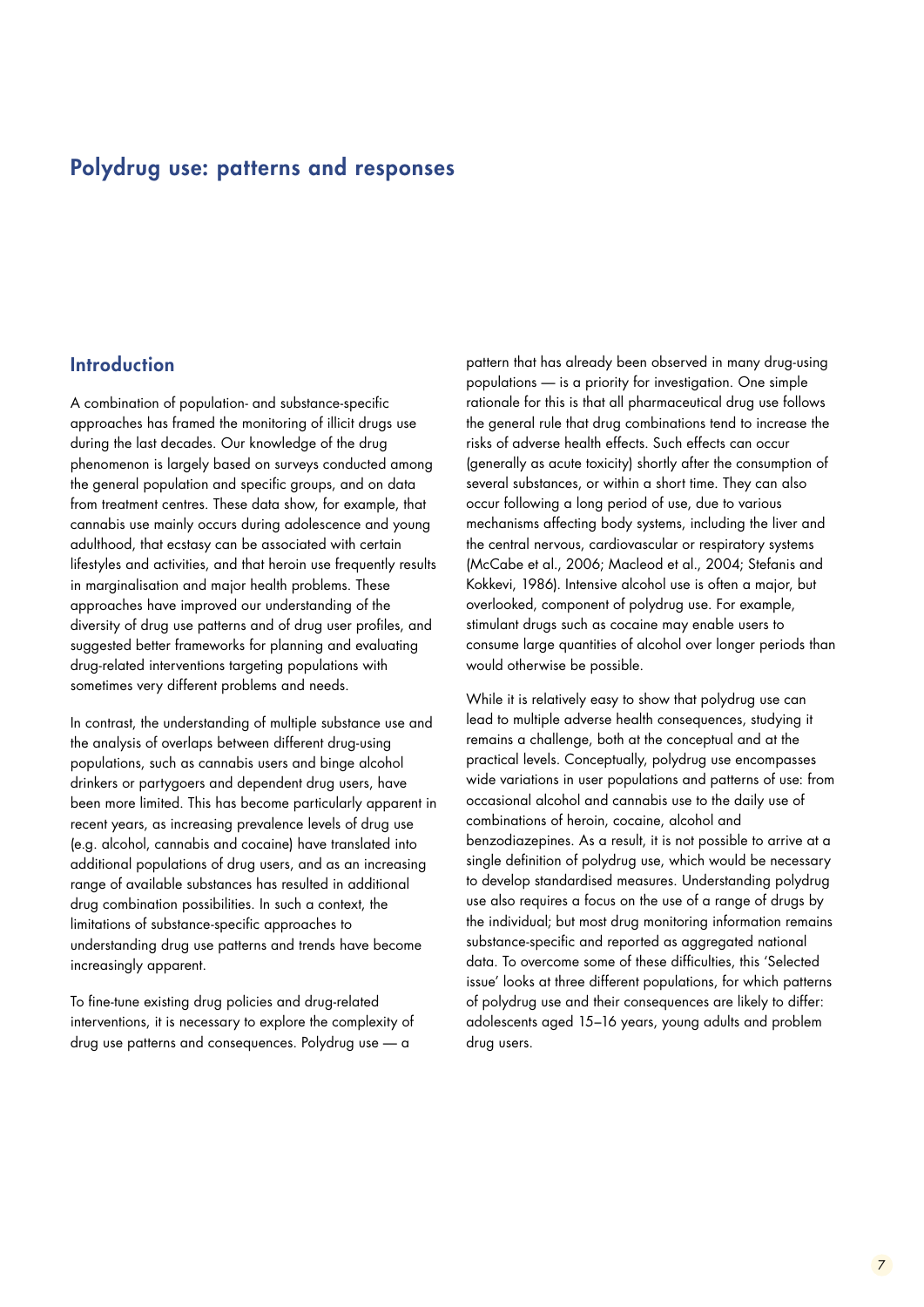# Polydrug use: patterns and responses

## Introduction

A combination of population- and substance-specific approaches has framed the monitoring of illicit drugs use during the last decades. Our knowledge of the drug phenomenon is largely based on surveys conducted among the general population and specific groups, and on data from treatment centres. These data show, for example, that cannabis use mainly occurs during adolescence and young adulthood, that ecstasy can be associated with certain lifestyles and activities, and that heroin use frequently results in marginalisation and major health problems. These approaches have improved our understanding of the diversity of drug use patterns and of drug user profiles, and suggested better frameworks for planning and evaluating drug-related interventions targeting populations with sometimes very different problems and needs.

In contrast, the understanding of multiple substance use and the analysis of overlaps between different drug-using populations, such as cannabis users and binge alcohol drinkers or partygoers and dependent drug users, have been more limited. This has become particularly apparent in recent years, as increasing prevalence levels of drug use (e.g. alcohol, cannabis and cocaine) have translated into additional populations of drug users, and as an increasing range of available substances has resulted in additional drug combination possibilities. In such a context, the limitations of substance-specific approaches to understanding drug use patterns and trends have become increasingly apparent.

To fine-tune existing drug policies and drug-related interventions, it is necessary to explore the complexity of drug use patterns and consequences. Polydrug use — a pattern that has already been observed in many drug-using populations — is a priority for investigation. One simple rationale for this is that all pharmaceutical drug use follows the general rule that drug combinations tend to increase the risks of adverse health effects. Such effects can occur (generally as acute toxicity) shortly after the consumption of several substances, or within a short time. They can also occur following a long period of use, due to various mechanisms affecting body systems, including the liver and the central nervous, cardiovascular or respiratory systems (McCabe et al., 2006; Macleod et al., 2004; Stefanis and Kokkevi, 1986). Intensive alcohol use is often a major, but overlooked, component of polydrug use. For example, stimulant drugs such as cocaine may enable users to consume large quantities of alcohol over longer periods than would otherwise be possible.

While it is relatively easy to show that polydrug use can lead to multiple adverse health consequences, studying it remains a challenge, both at the conceptual and at the practical levels. Conceptually, polydrug use encompasses wide variations in user populations and patterns of use: from occasional alcohol and cannabis use to the daily use of combinations of heroin, cocaine, alcohol and benzodiazepines. As a result, it is not possible to arrive at a single definition of polydrug use, which would be necessary to develop standardised measures. Understanding polydrug use also requires a focus on the use of a range of drugs by the individual; but most drug monitoring information remains substance-specific and reported as aggregated national data. To overcome some of these difficulties, this 'Selected issue' looks at three different populations, for which patterns of polydrug use and their consequences are likely to differ: adolescents aged 15–16 years, young adults and problem drug users.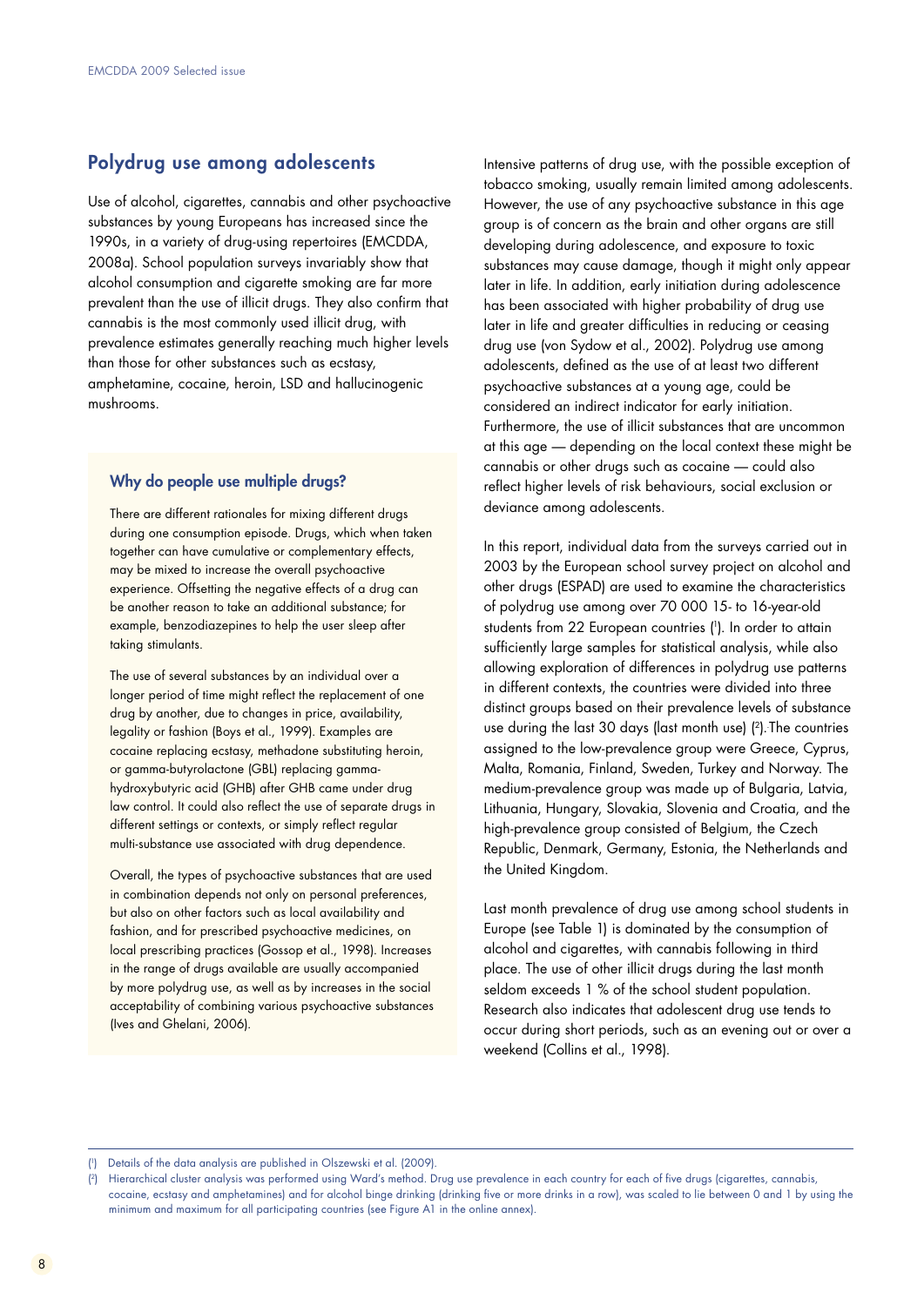## Polydrug use among adolescents

Use of alcohol, cigarettes, cannabis and other psychoactive substances by young Europeans has increased since the 1990s, in a variety of drug-using repertoires (EMCDDA, 2008a). School population surveys invariably show that alcohol consumption and cigarette smoking are far more prevalent than the use of illicit drugs. They also confirm that cannabis is the most commonly used illicit drug, with prevalence estimates generally reaching much higher levels than those for other substances such as ecstasy, amphetamine, cocaine, heroin, LSD and hallucinogenic mushrooms.

### Why do people use multiple drugs?

There are different rationales for mixing different drugs during one consumption episode. Drugs, which when taken together can have cumulative or complementary effects, may be mixed to increase the overall psychoactive experience. Offsetting the negative effects of a drug can be another reason to take an additional substance; for example, benzodiazepines to help the user sleep after taking stimulants.

The use of several substances by an individual over a longer period of time might reflect the replacement of one drug by another, due to changes in price, availability, legality or fashion (Boys et al., 1999). Examples are cocaine replacing ecstasy, methadone substituting heroin, or gamma-butyrolactone (GBL) replacing gamma-hydroxybutyric acid (GHB) after GHB came under drug law control. It could also reflect the use of separate drugs in different settings or contexts, or simply reflect regular multi-substance use associated with drug dependence.

Overall, the types of psychoactive substances that are used in combination depends not only on personal preferences, but also on other factors such as local availability and fashion, and for prescribed psychoactive medicines, on local prescribing practices (Gossop et al., 1998). Increases in the range of drugs available are usually accompanied by more polydrug use, as well as by increases in the social acceptability of combining various psychoactive substances (Ives and Ghelani, 2006).

Intensive patterns of drug use, with the possible exception of tobacco smoking, usually remain limited among adolescents. However, the use of any psychoactive substance in this age group is of concern as the brain and other organs are still developing during adolescence, and exposure to toxic substances may cause damage, though it might only appear later in life. In addition, early initiation during adolescence has been associated with higher probability of drug use later in life and greater difficulties in reducing or ceasing drug use (von Sydow et al., 2002). Polydrug use among adolescents, defined as the use of at least two different psychoactive substances at a young age, could be considered an indirect indicator for early initiation. Furthermore, the use of illicit substances that are uncommon at this age — depending on the local context these might be cannabis or other drugs such as cocaine — could also reflect higher levels of risk behaviours, social exclusion or deviance among adolescents.

In this report, individual data from the surveys carried out in 2003 by the European school survey project on alcohol and other drugs (ESPAD) are used to examine the characteristics of polydrug use among over 70 000 15- to 16-year-old students from 22 European countries [1]. In order to attain sufficiently large samples for statistical analysis, while also allowing exploration of differences in polydrug use patterns in different contexts, the countries were divided into three distinct groups based on their prevalence levels of substance use during the last 30 days (last month use) [2]. The countries assigned to the low-prevalence group were Greece, Cyprus, Malta, Romania, Finland, Sweden, Turkey and Norway. The medium-prevalence group was made up of Bulgaria, Latvia, Lithuania, Hungary, Slovakia, Slovenia and Croatia, and the high-prevalence group consisted of Belgium, the Czech Republic, Denmark, Germany, Estonia, the Netherlands and the United Kingdom.

Last month prevalence of drug use among school students in Europe (see Table 1) is dominated by the consumption of alcohol and cigarettes, with cannabis following in third place. The use of other illicit drugs during the last month seldom exceeds 1 % of the school student population. Research also indicates that adolescent drug use tends to occur during short periods, such as an evening out or over a weekend (Collins et al., 1998).

---

[1] Details of the data analysis are published in Olszewski et al. (2009).

[2] Hierarchical cluster analysis was performed using Ward's method. Drug use prevalence in each country for each of five drugs (cigarettes, cannabis, cocaine, ecstasy and amphetamines) and for alcohol binge drinking (drinking five or more drinks in a row), was scaled to lie between 0 and 1 by using the minimum and maximum for all participating countries (see Figure A1 in the online annex).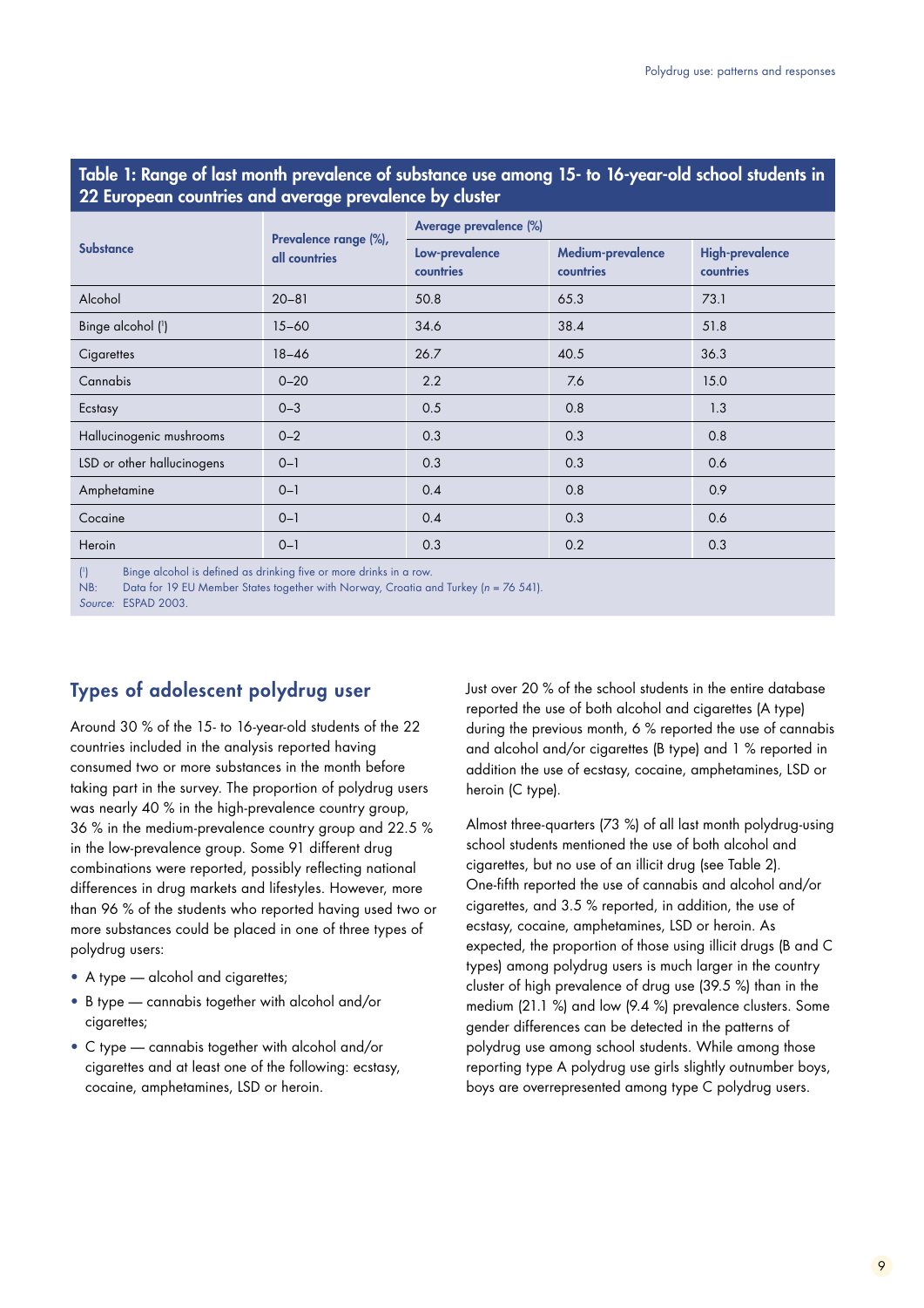**Table 1: Range of last month prevalence of substance use among 15- to 16-year-old school students in 22 European countries and average prevalence by cluster**

| Substance | Prevalence range (%), all countries | Average prevalence (%) | | |
|---|---|---|---|---|
| | | Low-prevalence countries | Medium-prevalence countries | High-prevalence countries |
| Alcohol | 20–81 | 50.8 | 65.3 | 73.1 |
| Binge alcohol [1] | 15–60 | 34.6 | 38.4 | 51.8 |
| Cigarettes | 18–46 | 26.7 | 40.5 | 36.3 |
| Cannabis | 0–20 | 2.2 | 7.6 | 15.0 |
| Ecstasy | 0–3 | 0.5 | 0.8 | 1.3 |
| Hallucinogenic mushrooms | 0–2 | 0.3 | 0.3 | 0.8 |
| LSD or other hallucinogens | 0–1 | 0.3 | 0.3 | 0.6 |
| Amphetamine | 0–1 | 0.4 | 0.8 | 0.9 |
| Cocaine | 0–1 | 0.4 | 0.3 | 0.6 |
| Heroin | 0–1 | 0.3 | 0.2 | 0.3 |

[1] Binge alcohol is defined as drinking five or more drinks in a row.
NB: Data for 19 EU Member States together with Norway, Croatia and Turkey (*n* = 76 541).
*Source:* ESPAD 2003.

## Types of adolescent polydrug user

Around 30 % of the 15- to 16-year-old students of the 22 countries included in the analysis reported having consumed two or more substances in the month before taking part in the survey. The proportion of polydrug users was nearly 40 % in the high-prevalence country group, 36 % in the medium-prevalence country group and 22.5 % in the low-prevalence group. Some 91 different drug combinations were reported, possibly reflecting national differences in drug markets and lifestyles. However, more than 96 % of the students who reported having used two or more substances could be placed in one of three types of polydrug users:

- A type — alcohol and cigarettes;
- B type — cannabis together with alcohol and/or cigarettes;
- C type — cannabis together with alcohol and/or cigarettes and at least one of the following: ecstasy, cocaine, amphetamines, LSD or heroin.

Just over 20 % of the school students in the entire database reported the use of both alcohol and cigarettes (A type) during the previous month, 6 % reported the use of cannabis and alcohol and/or cigarettes (B type) and 1 % reported in addition the use of ecstasy, cocaine, amphetamines, LSD or heroin (C type).

Almost three-quarters (73 %) of all last month polydrug-using school students mentioned the use of both alcohol and cigarettes, but no use of an illicit drug (see Table 2). One-fifth reported the use of cannabis and alcohol and/or cigarettes, and 3.5 % reported, in addition, the use of ecstasy, cocaine, amphetamines, LSD or heroin. As expected, the proportion of those using illicit drugs (B and C types) among polydrug users is much larger in the country cluster of high prevalence of drug use (39.5 %) than in the medium (21.1 %) and low (9.4 %) prevalence clusters. Some gender differences can be detected in the patterns of polydrug use among school students. While among those reporting type A polydrug use girls slightly outnumber boys, boys are overrepresented among type C polydrug users.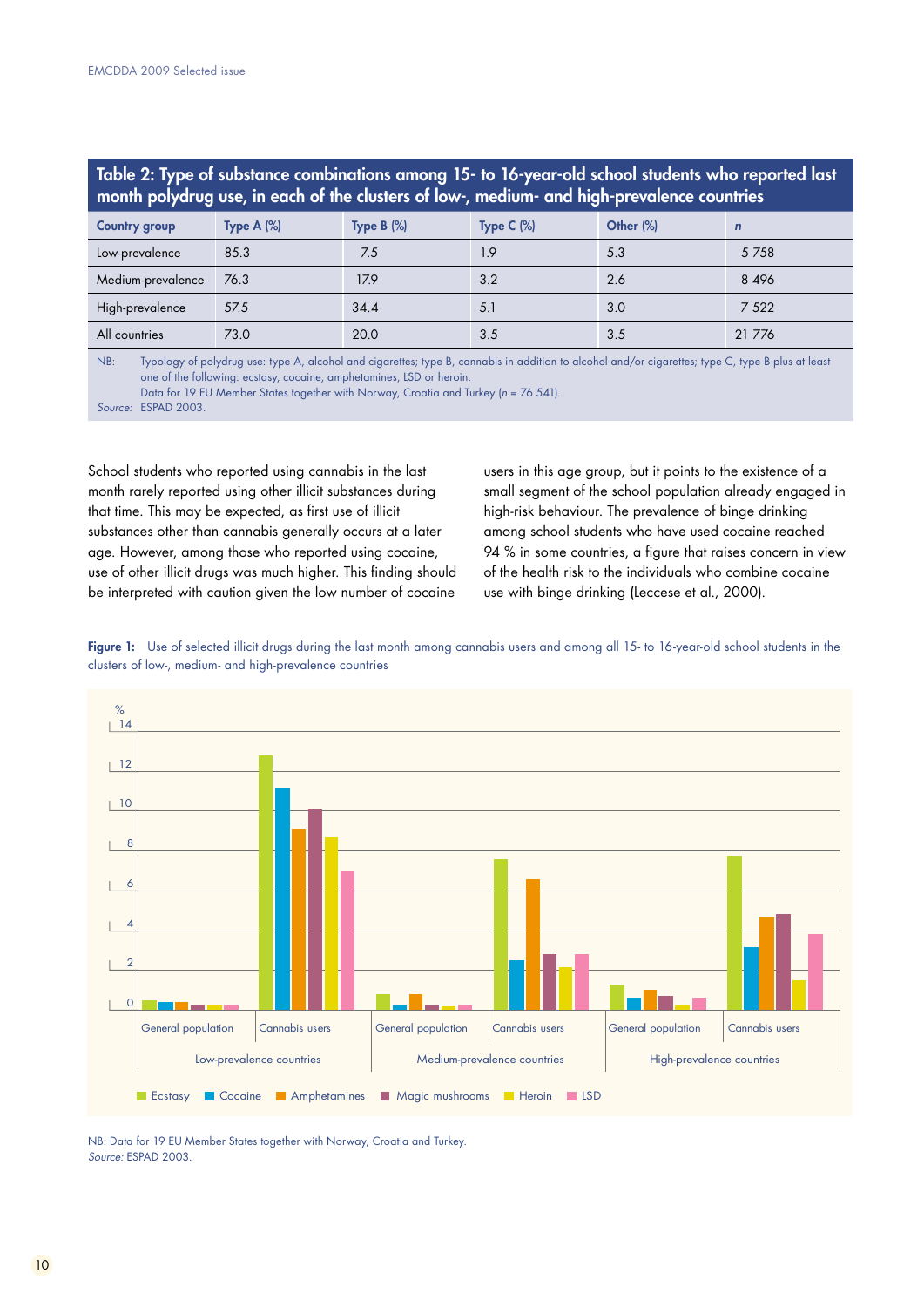**Table 2: Type of substance combinations among 15- to 16-year-old school students who reported last month polydrug use, in each of the clusters of low-, medium- and high-prevalence countries**

| Country group | Type A (%) | Type B (%) | Type C (%) | Other (%) | *n* |
|---|---|---|---|---|---|
| Low-prevalence | 85.3 | 7.5 | 1.9 | 5.3 | 5 758 |
| Medium-prevalence | 76.3 | 17.9 | 3.2 | 2.6 | 8 496 |
| High-prevalence | 57.5 | 34.4 | 5.1 | 3.0 | 7 522 |
| All countries | 73.0 | 20.0 | 3.5 | 3.5 | 21 776 |

NB: Typology of polydrug use: type A, alcohol and cigarettes; type B, cannabis in addition to alcohol and/or cigarettes; type C, type B plus at least one of the following: ecstasy, cocaine, amphetamines, LSD or heroin.
Data for 19 EU Member States together with Norway, Croatia and Turkey (*n* = 76 541).
*Source:* ESPAD 2003.

School students who reported using cannabis in the last month rarely reported using other illicit substances during that time. This may be expected, as first use of illicit substances other than cannabis generally occurs at a later age. However, among those who reported using cocaine, use of other illicit drugs was much higher. This finding should be interpreted with caution given the low number of cocaine users in this age group, but it points to the existence of a small segment of the school population already engaged in high-risk behaviour. The prevalence of binge drinking among school students who have used cocaine reached 94 % in some countries, a figure that raises concern in view of the health risk to the individuals who combine cocaine use with binge drinking (Leccese et al., 2000).

**Figure 1:** Use of selected illicit drugs during the last month among cannabis users and among all 15- to 16-year-old school students in the clusters of low-, medium- and high-prevalence countries

NB: Data for 19 EU Member States together with Norway, Croatia and Turkey.
*Source:* ESPAD 2003.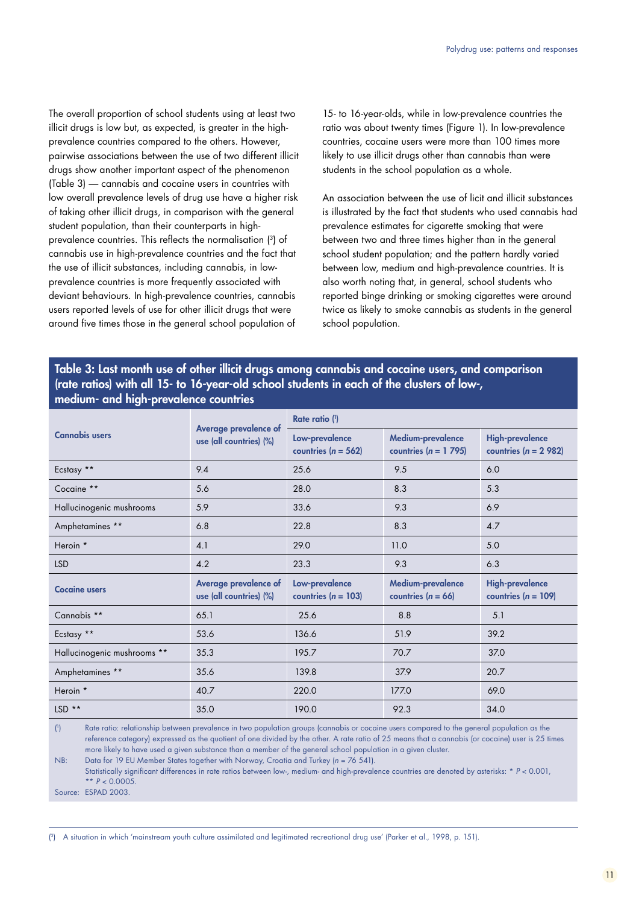The overall proportion of school students using at least two illicit drugs is low but, as expected, is greater in the high-prevalence countries compared to the others. However, pairwise associations between the use of two different illicit drugs show another important aspect of the phenomenon (Table 3) — cannabis and cocaine users in countries with low overall prevalence levels of drug use have a higher risk of taking other illicit drugs, in comparison with the general student population, than their counterparts in high-prevalence countries. This reflects the normalisation [3] of cannabis use in high-prevalence countries and the fact that the use of illicit substances, including cannabis, in low-prevalence countries is more frequently associated with deviant behaviours. In high-prevalence countries, cannabis users reported levels of use for other illicit drugs that were around five times those in the general school population of 15- to 16-year-olds, while in low-prevalence countries the ratio was about twenty times (Figure 1). In low-prevalence countries, cocaine users were more than 100 times more likely to use illicit drugs other than cannabis than were students in the school population as a whole.

An association between the use of licit and illicit substances is illustrated by the fact that students who used cannabis had prevalence estimates for cigarette smoking that were between two and three times higher than in the general school student population; and the pattern hardly varied between low, medium and high-prevalence countries. It is also worth noting that, in general, school students who reported binge drinking or smoking cigarettes were around twice as likely to smoke cannabis as students in the general school population.

**Table 3: Last month use of other illicit drugs among cannabis and cocaine users, and comparison (rate ratios) with all 15- to 16-year-old school students in each of the clusters of low-, medium- and high-prevalence countries**

| Cannabis users | Average prevalence of use (all countries) (%) | Rate ratio [1] | | |
|---|---|---|---|---|
| | | Low-prevalence countries ($n$ = 562) | Medium-prevalence countries ($n$ = 1 795) | High-prevalence countries ($n$ = 2 982) |
| Ecstasy ** | 9.4 | 25.6 | 9.5 | 6.0 |
| Cocaine ** | 5.6 | 28.0 | 8.3 | 5.3 |
| Hallucinogenic mushrooms | 5.9 | 33.6 | 9.3 | 6.9 |
| Amphetamines ** | 6.8 | 22.8 | 8.3 | 4.7 |
| Heroin * | 4.1 | 29.0 | 11.0 | 5.0 |
| LSD | 4.2 | 23.3 | 9.3 | 6.3 |
| **Cocaine users** | **Average prevalence of use (all countries) (%)** | **Low-prevalence countries ($n$ = 103)** | **Medium-prevalence countries ($n$ = 66)** | **High-prevalence countries ($n$ = 109)** |
| Cannabis ** | 65.1 | 25.6 | 8.8 | 5.1 |
| Ecstasy ** | 53.6 | 136.6 | 51.9 | 39.2 |
| Hallucinogenic mushrooms ** | 35.3 | 195.7 | 70.7 | 37.0 |
| Amphetamines ** | 35.6 | 139.8 | 37.9 | 20.7 |
| Heroin * | 40.7 | 220.0 | 177.0 | 69.0 |
| LSD ** | 35.0 | 190.0 | 92.3 | 34.0 |

([1]) Rate ratio: relationship between prevalence in two population groups (cannabis or cocaine users compared to the general population as the reference category) expressed as the quotient of one divided by the other. A rate ratio of 25 means that a cannabis (or cocaine) user is 25 times more likely to have used a given substance than a member of the general school population in a given cluster.

NB: Data for 19 EU Member States together with Norway, Croatia and Turkey ($n$ = 76 541).
Statistically significant differences in rate ratios between low-, medium- and high-prevalence countries are denoted by asterisks: * $P < 0.001$, ** $P < 0.0005$.

Source: ESPAD 2003.

([3]) A situation in which 'mainstream youth culture assimilated and legitimated recreational drug use' (Parker et al., 1998, p. 151).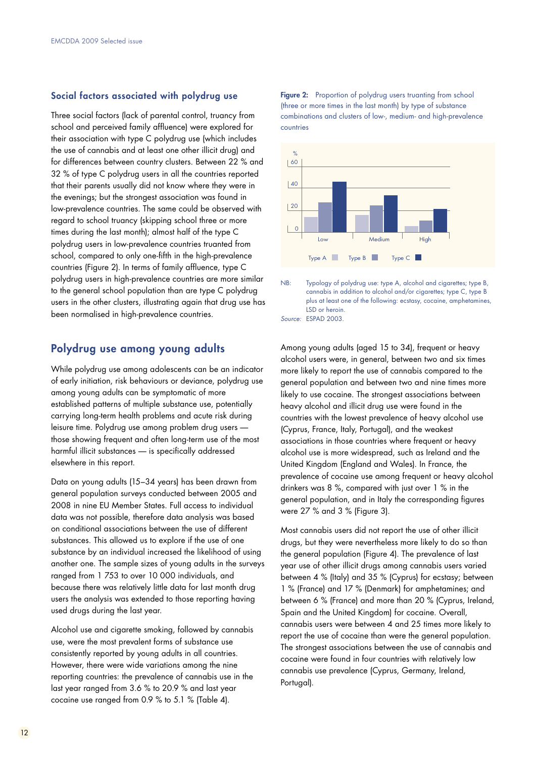## Social factors associated with polydrug use

Three social factors (lack of parental control, truancy from school and perceived family affluence) were explored for their association with type C polydrug use (which includes the use of cannabis and at least one other illicit drug) and for differences between country clusters. Between 22 % and 32 % of type C polydrug users in all the countries reported that their parents usually did not know where they were in the evenings; but the strongest association was found in low-prevalence countries. The same could be observed with regard to school truancy (skipping school three or more times during the last month); almost half of the type C polydrug users in low-prevalence countries truanted from school, compared to only one-fifth in the high-prevalence countries (Figure 2). In terms of family affluence, type C polydrug users in high-prevalence countries are more similar to the general school population than are type C polydrug users in the other clusters, illustrating again that drug use has been normalised in high-prevalence countries.

**Figure 2:** Proportion of polydrug users truanting from school (three or more times in the last month) by type of substance combinations and clusters of low-, medium- and high-prevalence countries

NB: Typology of polydrug use: type A, alcohol and cigarettes; type B, cannabis in addition to alcohol and/or cigarettes; type C, type B plus at least one of the following: ecstasy, cocaine, amphetamines, LSD or heroin.

*Source:* ESPAD 2003.

## Polydrug use among young adults

While polydrug use among adolescents can be an indicator of early initiation, risk behaviours or deviance, polydrug use among young adults can be symptomatic of more established patterns of multiple substance use, potentially carrying long-term health problems and acute risk during leisure time. Polydrug use among problem drug users — those showing frequent and often long-term use of the most harmful illicit substances — is specifically addressed elsewhere in this report.

Data on young adults (15–34 years) has been drawn from general population surveys conducted between 2005 and 2008 in nine EU Member States. Full access to individual data was not possible, therefore data analysis was based on conditional associations between the use of different substances. This allowed us to explore if the use of one substance by an individual increased the likelihood of using another one. The sample sizes of young adults in the surveys ranged from 1 753 to over 10 000 individuals, and because there was relatively little data for last month drug users the analysis was extended to those reporting having used drugs during the last year.

Alcohol use and cigarette smoking, followed by cannabis use, were the most prevalent forms of substance use consistently reported by young adults in all countries. However, there were wide variations among the nine reporting countries: the prevalence of cannabis use in the last year ranged from 3.6 % to 20.9 % and last year cocaine use ranged from 0.9 % to 5.1 % (Table 4).

Among young adults (aged 15 to 34), frequent or heavy alcohol users were, in general, between two and six times more likely to report the use of cannabis compared to the general population and between two and nine times more likely to use cocaine. The strongest associations between heavy alcohol and illicit drug use were found in the countries with the lowest prevalence of heavy alcohol use (Cyprus, France, Italy, Portugal), and the weakest associations in those countries where frequent or heavy alcohol use is more widespread, such as Ireland and the United Kingdom (England and Wales). In France, the prevalence of cocaine use among frequent or heavy alcohol drinkers was 8 %, compared with just over 1 % in the general population, and in Italy the corresponding figures were 27 % and 3 % (Figure 3).

Most cannabis users did not report the use of other illicit drugs, but they were nevertheless more likely to do so than the general population (Figure 4). The prevalence of last year use of other illicit drugs among cannabis users varied between 4 % (Italy) and 35 % (Cyprus) for ecstasy; between 1 % (France) and 17 % (Denmark) for amphetamines; and between 6 % (France) and more than 20 % (Cyprus, Ireland, Spain and the United Kingdom) for cocaine. Overall, cannabis users were between 4 and 25 times more likely to report the use of cocaine than were the general population. The strongest associations between the use of cannabis and cocaine were found in four countries with relatively low cannabis use prevalence (Cyprus, Germany, Ireland, Portugal).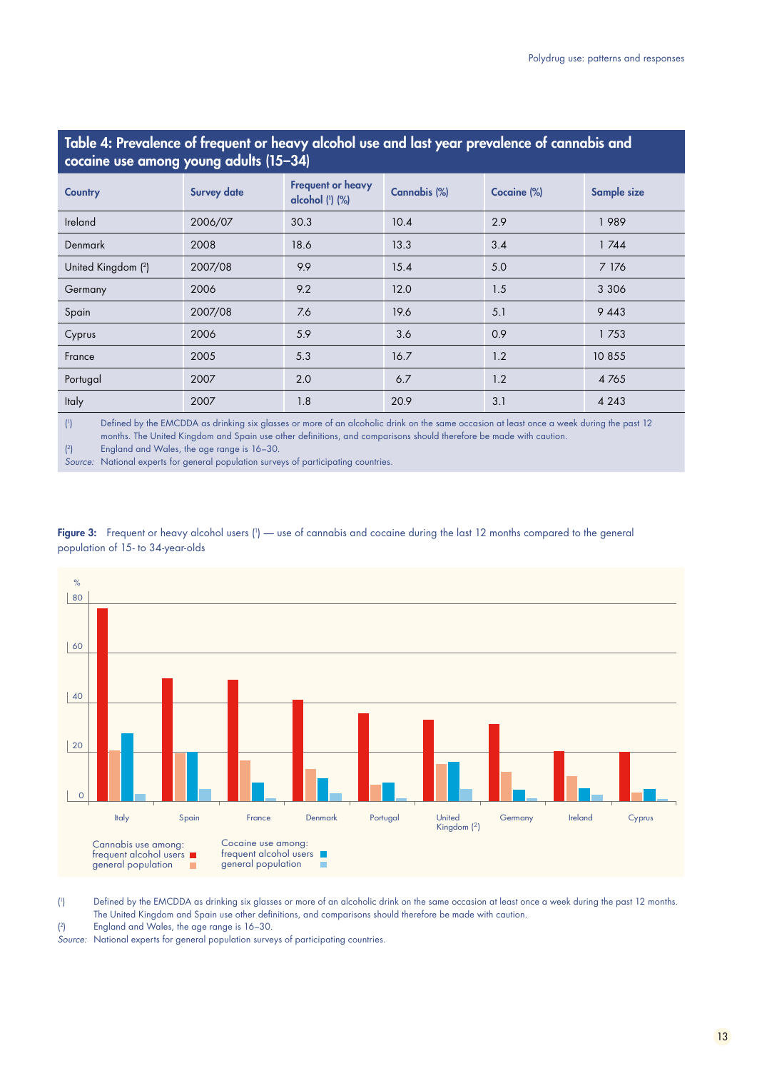**Table 4: Prevalence of frequent or heavy alcohol use and last year prevalence of cannabis and cocaine use among young adults (15–34)**

| Country | Survey date | Frequent or heavy alcohol (1) (%) | Cannabis (%) | Cocaine (%) | Sample size |
|---|---|---|---|---|---|
| Ireland | 2006/07 | 30.3 | 10.4 | 2.9 | 1 989 |
| Denmark | 2008 | 18.6 | 13.3 | 3.4 | 1 744 |
| United Kingdom (2) | 2007/08 | 9.9 | 15.4 | 5.0 | 7 176 |
| Germany | 2006 | 9.2 | 12.0 | 1.5 | 3 306 |
| Spain | 2007/08 | 7.6 | 19.6 | 5.1 | 9 443 |
| Cyprus | 2006 | 5.9 | 3.6 | 0.9 | 1 753 |
| France | 2005 | 5.3 | 16.7 | 1.2 | 10 855 |
| Portugal | 2007 | 2.0 | 6.7 | 1.2 | 4 765 |
| Italy | 2007 | 1.8 | 20.9 | 3.1 | 4 243 |

(1) Defined by the EMCDDA as drinking six glasses or more of an alcoholic drink on the same occasion at least once a week during the past 12 months. The United Kingdom and Spain use other definitions, and comparisons should therefore be made with caution.
(2) England and Wales, the age range is 16–30.
*Source:* National experts for general population surveys of participating countries.

**Figure 3:** Frequent or heavy alcohol users (1) — use of cannabis and cocaine during the last 12 months compared to the general population of 15- to 34-year-olds

(1) Defined by the EMCDDA as drinking six glasses or more of an alcoholic drink on the same occasion at least once a week during the past 12 months. The United Kingdom and Spain use other definitions, and comparisons should therefore be made with caution.
(2) England and Wales, the age range is 16–30.
*Source:* National experts for general population surveys of participating countries.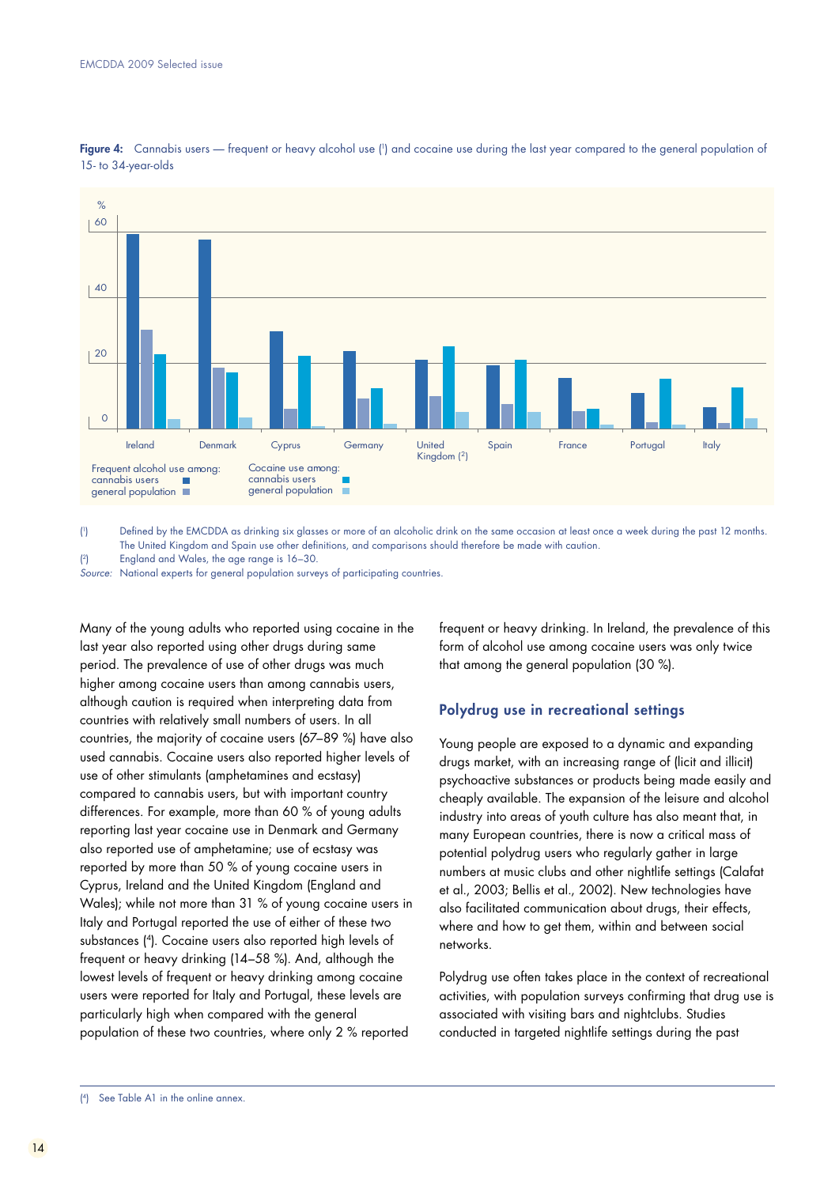**Figure 4:** Cannabis users — frequent or heavy alcohol use ([1]) and cocaine use during the last year compared to the general population of 15- to 34-year-olds

([1]) Defined by the EMCDDA as drinking six glasses or more of an alcoholic drink on the same occasion at least once a week during the past 12 months. The United Kingdom and Spain use other definitions, and comparisons should therefore be made with caution.

([2]) England and Wales, the age range is 16–30.

*Source:* National experts for general population surveys of participating countries.

Many of the young adults who reported using cocaine in the last year also reported using other drugs during same period. The prevalence of use of other drugs was much higher among cocaine users than among cannabis users, although caution is required when interpreting data from countries with relatively small numbers of users. In all countries, the majority of cocaine users (67–89 %) have also used cannabis. Cocaine users also reported higher levels of use of other stimulants (amphetamines and ecstasy) compared to cannabis users, but with important country differences. For example, more than 60 % of young adults reporting last year cocaine use in Denmark and Germany also reported use of amphetamine; use of ecstasy was reported by more than 50 % of young cocaine users in Cyprus, Ireland and the United Kingdom (England and Wales); while not more than 31 % of young cocaine users in Italy and Portugal reported the use of either of these two substances ([4]). Cocaine users also reported high levels of frequent or heavy drinking (14–58 %). And, although the lowest levels of frequent or heavy drinking among cocaine users were reported for Italy and Portugal, these levels are particularly high when compared with the general population of these two countries, where only 2 % reported frequent or heavy drinking. In Ireland, the prevalence of this form of alcohol use among cocaine users was only twice that among the general population (30 %).

## Polydrug use in recreational settings

Young people are exposed to a dynamic and expanding drugs market, with an increasing range of (licit and illicit) psychoactive substances or products being made easily and cheaply available. The expansion of the leisure and alcohol industry into areas of youth culture has also meant that, in many European countries, there is now a critical mass of potential polydrug users who regularly gather in large numbers at music clubs and other nightlife settings (Calafat et al., 2003; Bellis et al., 2002). New technologies have also facilitated communication about drugs, their effects, where and how to get them, within and between social networks.

Polydrug use often takes place in the context of recreational activities, with population surveys confirming that drug use is associated with visiting bars and nightclubs. Studies conducted in targeted nightlife settings during the past

([4]) See Table A1 in the online annex.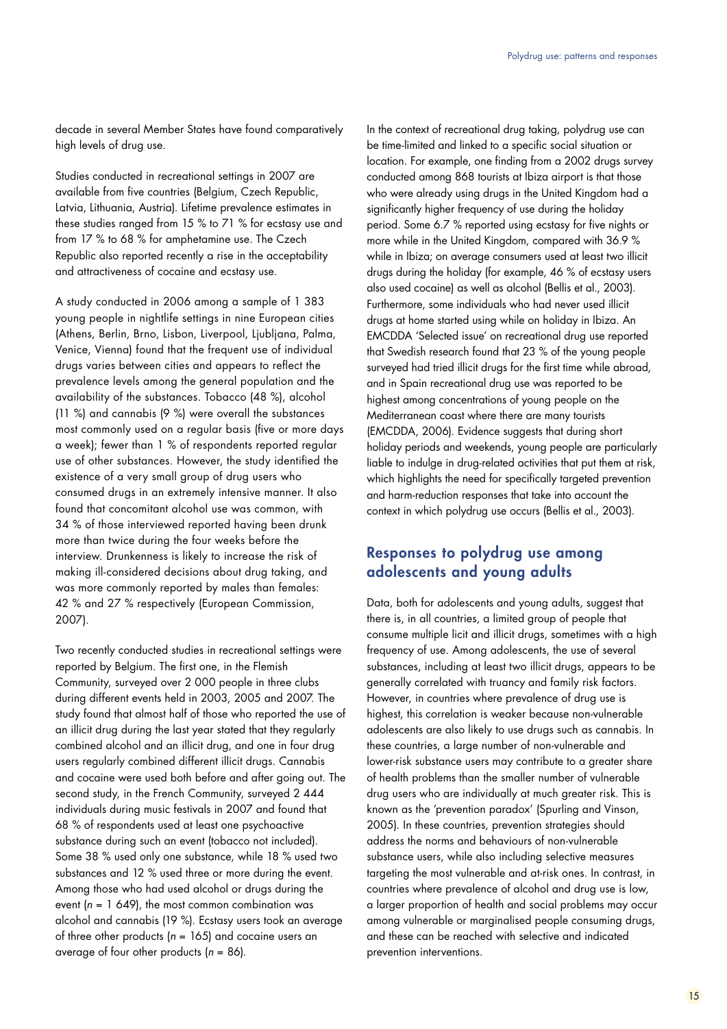decade in several Member States have found comparatively high levels of drug use.

Studies conducted in recreational settings in 2007 are available from five countries (Belgium, Czech Republic, Latvia, Lithuania, Austria). Lifetime prevalence estimates in these studies ranged from 15 % to 71 % for ecstasy use and from 17 % to 68 % for amphetamine use. The Czech Republic also reported recently a rise in the acceptability and attractiveness of cocaine and ecstasy use.

A study conducted in 2006 among a sample of 1 383 young people in nightlife settings in nine European cities (Athens, Berlin, Brno, Lisbon, Liverpool, Ljubljana, Palma, Venice, Vienna) found that the frequent use of individual drugs varies between cities and appears to reflect the prevalence levels among the general population and the availability of the substances. Tobacco (48 %), alcohol (11 %) and cannabis (9 %) were overall the substances most commonly used on a regular basis (five or more days a week); fewer than 1 % of respondents reported regular use of other substances. However, the study identified the existence of a very small group of drug users who consumed drugs in an extremely intensive manner. It also found that concomitant alcohol use was common, with 34 % of those interviewed reported having been drunk more than twice during the four weeks before the interview. Drunkenness is likely to increase the risk of making ill-considered decisions about drug taking, and was more commonly reported by males than females: 42 % and 27 % respectively (European Commission, 2007).

Two recently conducted studies in recreational settings were reported by Belgium. The first one, in the Flemish Community, surveyed over 2 000 people in three clubs during different events held in 2003, 2005 and 2007. The study found that almost half of those who reported the use of an illicit drug during the last year stated that they regularly combined alcohol and an illicit drug, and one in four drug users regularly combined different illicit drugs. Cannabis and cocaine were used both before and after going out. The second study, in the French Community, surveyed 2 444 individuals during music festivals in 2007 and found that 68 % of respondents used at least one psychoactive substance during such an event (tobacco not included). Some 38 % used only one substance, while 18 % used two substances and 12 % used three or more during the event. Among those who had used alcohol or drugs during the event ($n$ = 1 649), the most common combination was alcohol and cannabis (19 %). Ecstasy users took an average of three other products ($n$ = 165) and cocaine users an average of four other products ($n$ = 86).

In the context of recreational drug taking, polydrug use can be time-limited and linked to a specific social situation or location. For example, one finding from a 2002 drugs survey conducted among 868 tourists at Ibiza airport is that those who were already using drugs in the United Kingdom had a significantly higher frequency of use during the holiday period. Some 6.7 % reported using ecstasy for five nights or more while in the United Kingdom, compared with 36.9 % while in Ibiza; on average consumers used at least two illicit drugs during the holiday (for example, 46 % of ecstasy users also used cocaine) as well as alcohol (Bellis et al., 2003). Furthermore, some individuals who had never used illicit drugs at home started using while on holiday in Ibiza. An EMCDDA 'Selected issue' on recreational drug use reported that Swedish research found that 23 % of the young people surveyed had tried illicit drugs for the first time while abroad, and in Spain recreational drug use was reported to be highest among concentrations of young people on the Mediterranean coast where there are many tourists (EMCDDA, 2006). Evidence suggests that during short holiday periods and weekends, young people are particularly liable to indulge in drug-related activities that put them at risk, which highlights the need for specifically targeted prevention and harm-reduction responses that take into account the context in which polydrug use occurs (Bellis et al., 2003).

## Responses to polydrug use among adolescents and young adults

Data, both for adolescents and young adults, suggest that there is, in all countries, a limited group of people that consume multiple licit and illicit drugs, sometimes with a high frequency of use. Among adolescents, the use of several substances, including at least two illicit drugs, appears to be generally correlated with truancy and family risk factors. However, in countries where prevalence of drug use is highest, this correlation is weaker because non-vulnerable adolescents are also likely to use drugs such as cannabis. In these countries, a large number of non-vulnerable and lower-risk substance users may contribute to a greater share of health problems than the smaller number of vulnerable drug users who are individually at much greater risk. This is known as the 'prevention paradox' (Spurling and Vinson, 2005). In these countries, prevention strategies should address the norms and behaviours of non-vulnerable substance users, while also including selective measures targeting the most vulnerable and at-risk ones. In contrast, in countries where prevalence of alcohol and drug use is low, a larger proportion of health and social problems may occur among vulnerable or marginalised people consuming drugs, and these can be reached with selective and indicated prevention interventions.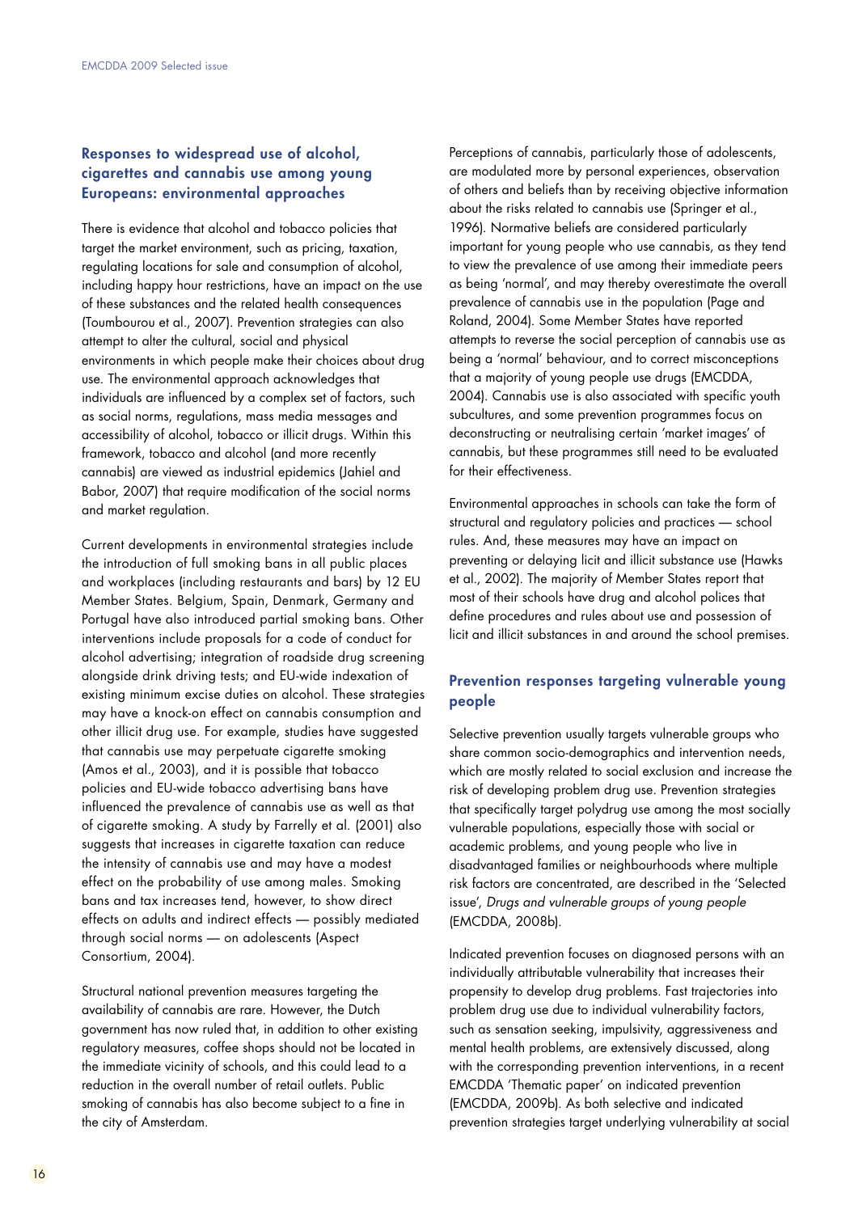## Responses to widespread use of alcohol, cigarettes and cannabis use among young Europeans: environmental approaches

There is evidence that alcohol and tobacco policies that target the market environment, such as pricing, taxation, regulating locations for sale and consumption of alcohol, including happy hour restrictions, have an impact on the use of these substances and the related health consequences (Toumbourou et al., 2007). Prevention strategies can also attempt to alter the cultural, social and physical environments in which people make their choices about drug use. The environmental approach acknowledges that individuals are influenced by a complex set of factors, such as social norms, regulations, mass media messages and accessibility of alcohol, tobacco or illicit drugs. Within this framework, tobacco and alcohol (and more recently cannabis) are viewed as industrial epidemics (Jahiel and Babor, 2007) that require modification of the social norms and market regulation.

Current developments in environmental strategies include the introduction of full smoking bans in all public places and workplaces (including restaurants and bars) by 12 EU Member States. Belgium, Spain, Denmark, Germany and Portugal have also introduced partial smoking bans. Other interventions include proposals for a code of conduct for alcohol advertising; integration of roadside drug screening alongside drink driving tests; and EU-wide indexation of existing minimum excise duties on alcohol. These strategies may have a knock-on effect on cannabis consumption and other illicit drug use. For example, studies have suggested that cannabis use may perpetuate cigarette smoking (Amos et al., 2003), and it is possible that tobacco policies and EU-wide tobacco advertising bans have influenced the prevalence of cannabis use as well as that of cigarette smoking. A study by Farrelly et al. (2001) also suggests that increases in cigarette taxation can reduce the intensity of cannabis use and may have a modest effect on the probability of use among males. Smoking bans and tax increases tend, however, to show direct effects on adults and indirect effects — possibly mediated through social norms — on adolescents (Aspect Consortium, 2004).

Structural national prevention measures targeting the availability of cannabis are rare. However, the Dutch government has now ruled that, in addition to other existing regulatory measures, coffee shops should not be located in the immediate vicinity of schools, and this could lead to a reduction in the overall number of retail outlets. Public smoking of cannabis has also become subject to a fine in the city of Amsterdam.

Perceptions of cannabis, particularly those of adolescents, are modulated more by personal experiences, observation of others and beliefs than by receiving objective information about the risks related to cannabis use (Springer et al., 1996). Normative beliefs are considered particularly important for young people who use cannabis, as they tend to view the prevalence of use among their immediate peers as being 'normal', and may thereby overestimate the overall prevalence of cannabis use in the population (Page and Roland, 2004). Some Member States have reported attempts to reverse the social perception of cannabis use as being a 'normal' behaviour, and to correct misconceptions that a majority of young people use drugs (EMCDDA, 2004). Cannabis use is also associated with specific youth subcultures, and some prevention programmes focus on deconstructing or neutralising certain 'market images' of cannabis, but these programmes still need to be evaluated for their effectiveness.

Environmental approaches in schools can take the form of structural and regulatory policies and practices — school rules. And, these measures may have an impact on preventing or delaying licit and illicit substance use (Hawks et al., 2002). The majority of Member States report that most of their schools have drug and alcohol polices that define procedures and rules about use and possession of licit and illicit substances in and around the school premises.

## Prevention responses targeting vulnerable young people

Selective prevention usually targets vulnerable groups who share common socio-demographics and intervention needs, which are mostly related to social exclusion and increase the risk of developing problem drug use. Prevention strategies that specifically target polydrug use among the most socially vulnerable populations, especially those with social or academic problems, and young people who live in disadvantaged families or neighbourhoods where multiple risk factors are concentrated, are described in the 'Selected issue', *Drugs and vulnerable groups of young people* (EMCDDA, 2008b).

Indicated prevention focuses on diagnosed persons with an individually attributable vulnerability that increases their propensity to develop drug problems. Fast trajectories into problem drug use due to individual vulnerability factors, such as sensation seeking, impulsivity, aggressiveness and mental health problems, are extensively discussed, along with the corresponding prevention interventions, in a recent EMCDDA 'Thematic paper' on indicated prevention (EMCDDA, 2009b). As both selective and indicated prevention strategies target underlying vulnerability at social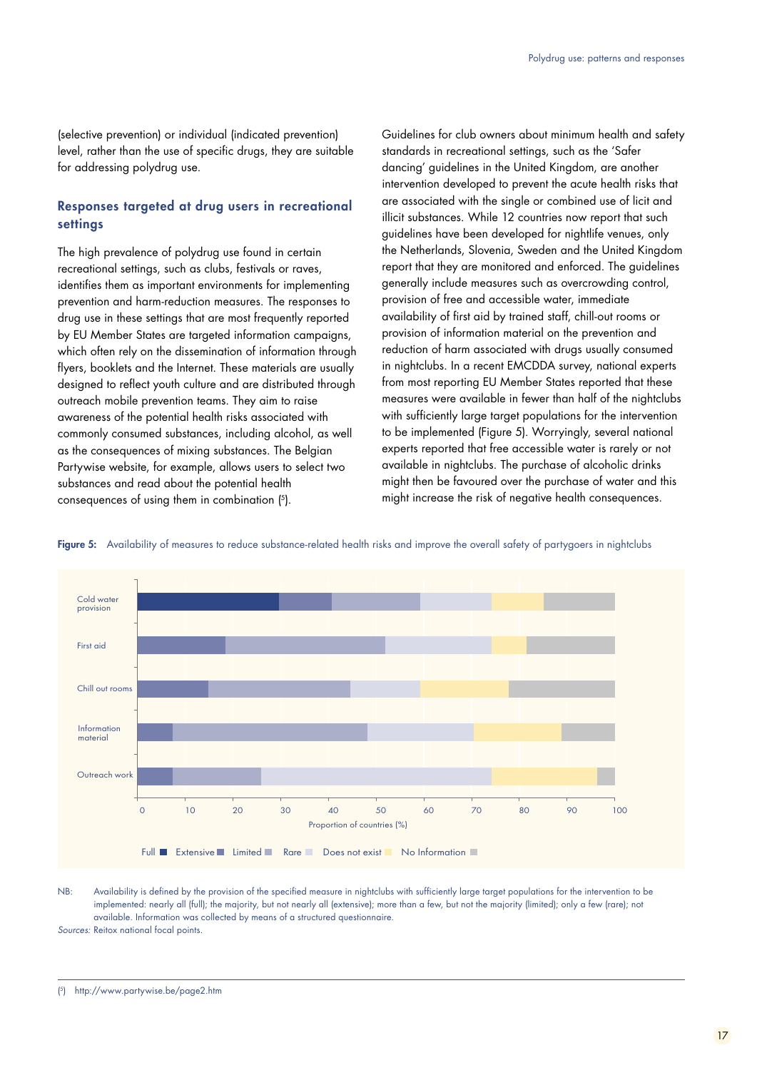(selective prevention) or individual (indicated prevention) level, rather than the use of specific drugs, they are suitable for addressing polydrug use.

### Responses targeted at drug users in recreational settings

The high prevalence of polydrug use found in certain recreational settings, such as clubs, festivals or raves, identifies them as important environments for implementing prevention and harm-reduction measures. The responses to drug use in these settings that are most frequently reported by EU Member States are targeted information campaigns, which often rely on the dissemination of information through flyers, booklets and the Internet. These materials are usually designed to reflect youth culture and are distributed through outreach mobile prevention teams. They aim to raise awareness of the potential health risks associated with commonly consumed substances, including alcohol, as well as the consequences of mixing substances. The Belgian Partywise website, for example, allows users to select two substances and read about the potential health consequences of using them in combination [5].

Guidelines for club owners about minimum health and safety standards in recreational settings, such as the 'Safer dancing' guidelines in the United Kingdom, are another intervention developed to prevent the acute health risks that are associated with the single or combined use of licit and illicit substances. While 12 countries now report that such guidelines have been developed for nightlife venues, only the Netherlands, Slovenia, Sweden and the United Kingdom report that they are monitored and enforced. The guidelines generally include measures such as overcrowding control, provision of free and accessible water, immediate availability of first aid by trained staff, chill-out rooms or provision of information material on the prevention and reduction of harm associated with drugs usually consumed in nightclubs. In a recent EMCDDA survey, national experts from most reporting EU Member States reported that these measures were available in fewer than half of the nightclubs with sufficiently large target populations for the intervention to be implemented (Figure 5). Worryingly, several national experts reported that free accessible water is rarely or not available in nightclubs. The purchase of alcoholic drinks might then be favoured over the purchase of water and this might increase the risk of negative health consequences.

**Figure 5:** Availability of measures to reduce substance-related health risks and improve the overall safety of partygoers in nightclubs

| Measure | Full | Extensive | Limited | Rare | Does not exist | No information |
|---|---|---|---|---|---|---|
| Cold water provision | ~30 | ~11 | ~18 | ~15 | ~11 | ~15 |
| First aid | – | ~19 | ~33 | ~22 | ~7 | ~19 |
| Chill out rooms | – | ~15 | ~30 | ~15 | ~19 | ~22 |
| Information material | – | ~7 | ~41 | ~22 | ~19 | ~11 |
| Outreach work | – | ~7 | ~19 | ~48 | ~22 | ~4 |

Proportion of countries (%)

NB: Availability is defined by the provision of the specified measure in nightclubs with sufficiently large target populations for the intervention to be implemented: nearly all (full); the majority, but not nearly all (extensive); more than a few, but not the majority (limited); only a few (rare); not available. Information was collected by means of a structured questionnaire.

*Sources:* Reitox national focal points.

---

[5] http://www.partywise.be/page2.htm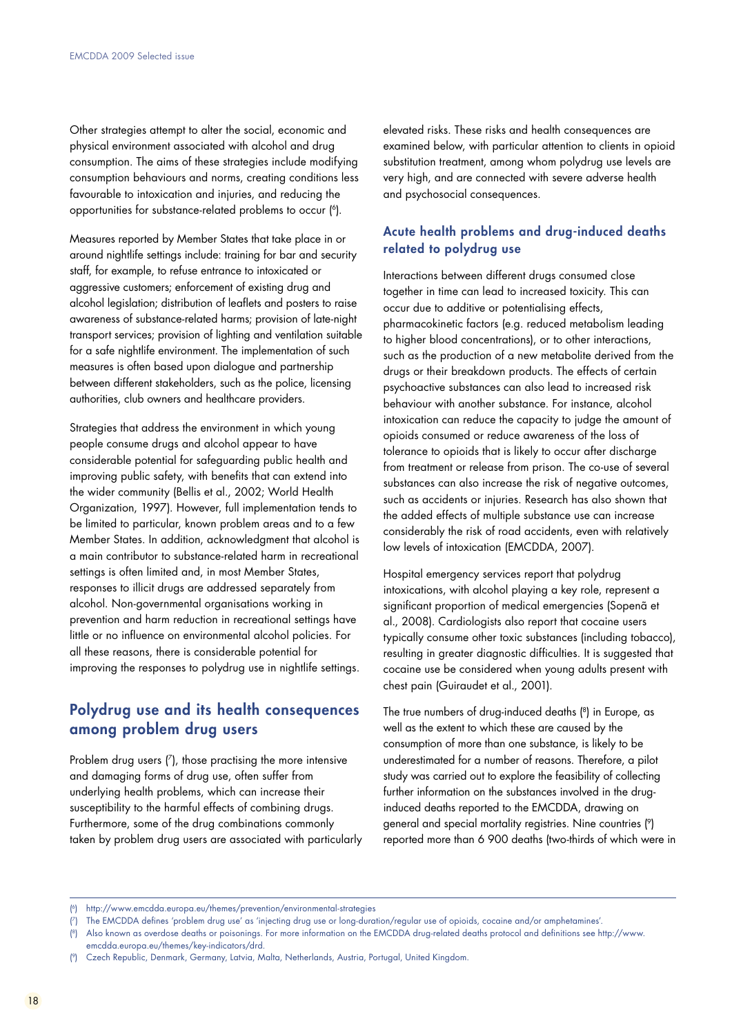Other strategies attempt to alter the social, economic and physical environment associated with alcohol and drug consumption. The aims of these strategies include modifying consumption behaviours and norms, creating conditions less favourable to intoxication and injuries, and reducing the opportunities for substance-related problems to occur ([6]).

Measures reported by Member States that take place in or around nightlife settings include: training for bar and security staff, for example, to refuse entrance to intoxicated or aggressive customers; enforcement of existing drug and alcohol legislation; distribution of leaflets and posters to raise awareness of substance-related harms; provision of late-night transport services; provision of lighting and ventilation suitable for a safe nightlife environment. The implementation of such measures is often based upon dialogue and partnership between different stakeholders, such as the police, licensing authorities, club owners and healthcare providers.

Strategies that address the environment in which young people consume drugs and alcohol appear to have considerable potential for safeguarding public health and improving public safety, with benefits that can extend into the wider community (Bellis et al., 2002; World Health Organization, 1997). However, full implementation tends to be limited to particular, known problem areas and to a few Member States. In addition, acknowledgment that alcohol is a main contributor to substance-related harm in recreational settings is often limited and, in most Member States, responses to illicit drugs are addressed separately from alcohol. Non-governmental organisations working in prevention and harm reduction in recreational settings have little or no influence on environmental alcohol policies. For all these reasons, there is considerable potential for improving the responses to polydrug use in nightlife settings.

## Polydrug use and its health consequences among problem drug users

Problem drug users ([7]), those practising the more intensive and damaging forms of drug use, often suffer from underlying health problems, which can increase their susceptibility to the harmful effects of combining drugs. Furthermore, some of the drug combinations commonly taken by problem drug users are associated with particularly elevated risks. These risks and health consequences are examined below, with particular attention to clients in opioid substitution treatment, among whom polydrug use levels are very high, and are connected with severe adverse health and psychosocial consequences.

### Acute health problems and drug-induced deaths related to polydrug use

Interactions between different drugs consumed close together in time can lead to increased toxicity. This can occur due to additive or potentialising effects, pharmacokinetic factors (e.g. reduced metabolism leading to higher blood concentrations), or to other interactions, such as the production of a new metabolite derived from the drugs or their breakdown products. The effects of certain psychoactive substances can also lead to increased risk behaviour with another substance. For instance, alcohol intoxication can reduce the capacity to judge the amount of opioids consumed or reduce awareness of the loss of tolerance to opioids that is likely to occur after discharge from treatment or release from prison. The co-use of several substances can also increase the risk of negative outcomes, such as accidents or injuries. Research has also shown that the added effects of multiple substance use can increase considerably the risk of road accidents, even with relatively low levels of intoxication (EMCDDA, 2007).

Hospital emergency services report that polydrug intoxications, with alcohol playing a key role, represent a significant proportion of medical emergencies (Sopenã et al., 2008). Cardiologists also report that cocaine users typically consume other toxic substances (including tobacco), resulting in greater diagnostic difficulties. It is suggested that cocaine use be considered when young adults present with chest pain (Guiraudet et al., 2001).

The true numbers of drug-induced deaths ([8]) in Europe, as well as the extent to which these are caused by the consumption of more than one substance, is likely to be underestimated for a number of reasons. Therefore, a pilot study was carried out to explore the feasibility of collecting further information on the substances involved in the drug-induced deaths reported to the EMCDDA, drawing on general and special mortality registries. Nine countries ([9]) reported more than 6 900 deaths (two-thirds of which were in

---

([6]) http://www.emcdda.europa.eu/themes/prevention/environmental-strategies

([7]) The EMCDDA defines 'problem drug use' as 'injecting drug use or long-duration/regular use of opioids, cocaine and/or amphetamines'.

([8]) Also known as overdose deaths or poisonings. For more information on the EMCDDA drug-related deaths protocol and definitions see http://www.emcdda.europa.eu/themes/key-indicators/drd.

([9]) Czech Republic, Denmark, Germany, Latvia, Malta, Netherlands, Austria, Portugal, United Kingdom.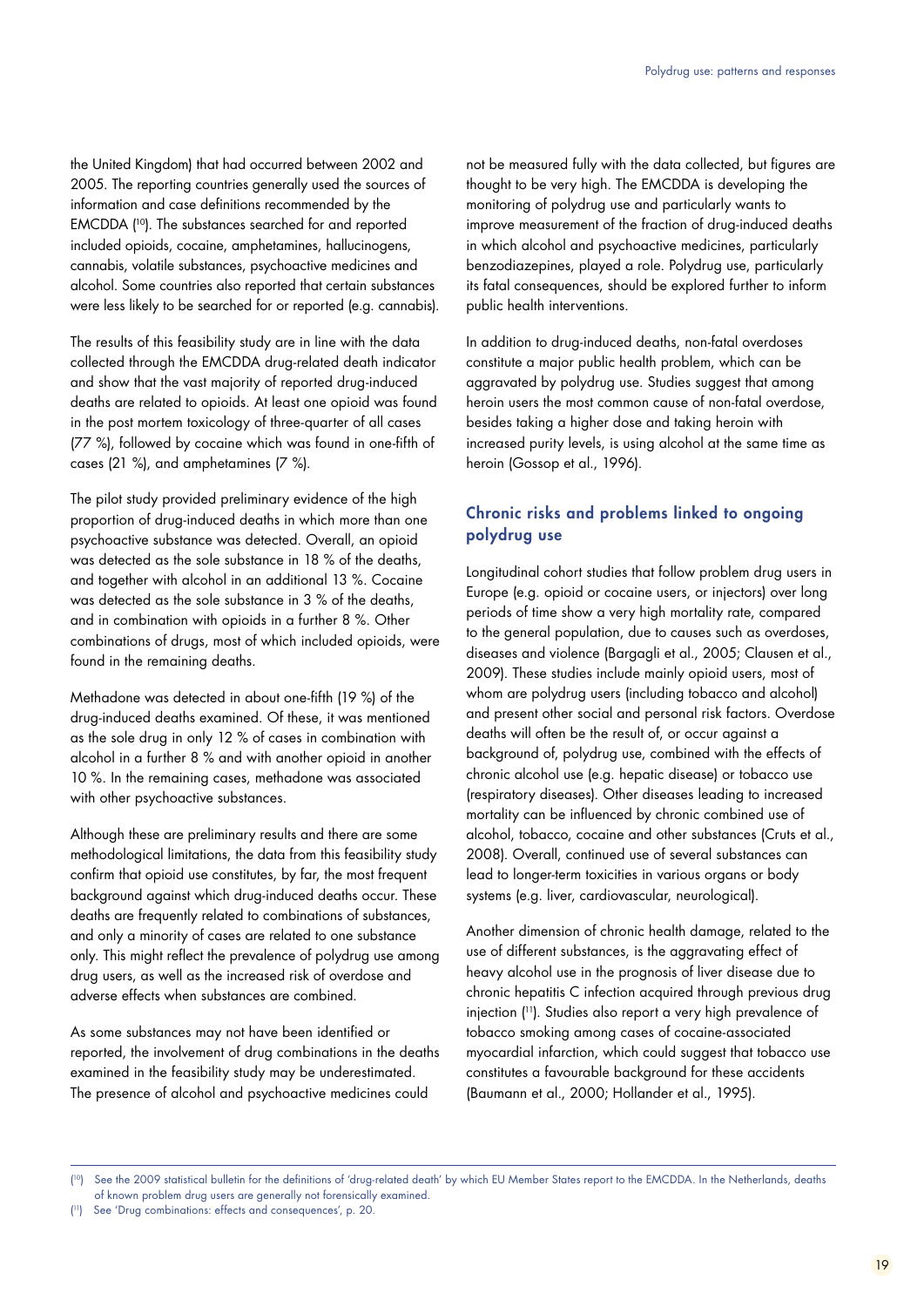the United Kingdom) that had occurred between 2002 and 2005. The reporting countries generally used the sources of information and case definitions recommended by the EMCDDA ([10]). The substances searched for and reported included opioids, cocaine, amphetamines, hallucinogens, cannabis, volatile substances, psychoactive medicines and alcohol. Some countries also reported that certain substances were less likely to be searched for or reported (e.g. cannabis).

The results of this feasibility study are in line with the data collected through the EMCDDA drug-related death indicator and show that the vast majority of reported drug-induced deaths are related to opioids. At least one opioid was found in the post mortem toxicology of three-quarter of all cases (77 %), followed by cocaine which was found in one-fifth of cases (21 %), and amphetamines (7 %).

The pilot study provided preliminary evidence of the high proportion of drug-induced deaths in which more than one psychoactive substance was detected. Overall, an opioid was detected as the sole substance in 18 % of the deaths, and together with alcohol in an additional 13 %. Cocaine was detected as the sole substance in 3 % of the deaths, and in combination with opioids in a further 8 %. Other combinations of drugs, most of which included opioids, were found in the remaining deaths.

Methadone was detected in about one-fifth (19 %) of the drug-induced deaths examined. Of these, it was mentioned as the sole drug in only 12 % of cases in combination with alcohol in a further 8 % and with another opioid in another 10 %. In the remaining cases, methadone was associated with other psychoactive substances.

Although these are preliminary results and there are some methodological limitations, the data from this feasibility study confirm that opioid use constitutes, by far, the most frequent background against which drug-induced deaths occur. These deaths are frequently related to combinations of substances, and only a minority of cases are related to one substance only. This might reflect the prevalence of polydrug use among drug users, as well as the increased risk of overdose and adverse effects when substances are combined.

As some substances may not have been identified or reported, the involvement of drug combinations in the deaths examined in the feasibility study may be underestimated. The presence of alcohol and psychoactive medicines could not be measured fully with the data collected, but figures are thought to be very high. The EMCDDA is developing the monitoring of polydrug use and particularly wants to improve measurement of the fraction of drug-induced deaths in which alcohol and psychoactive medicines, particularly benzodiazepines, played a role. Polydrug use, particularly its fatal consequences, should be explored further to inform public health interventions.

In addition to drug-induced deaths, non-fatal overdoses constitute a major public health problem, which can be aggravated by polydrug use. Studies suggest that among heroin users the most common cause of non-fatal overdose, besides taking a higher dose and taking heroin with increased purity levels, is using alcohol at the same time as heroin (Gossop et al., 1996).

## Chronic risks and problems linked to ongoing polydrug use

Longitudinal cohort studies that follow problem drug users in Europe (e.g. opioid or cocaine users, or injectors) over long periods of time show a very high mortality rate, compared to the general population, due to causes such as overdoses, diseases and violence (Bargagli et al., 2005; Clausen et al., 2009). These studies include mainly opioid users, most of whom are polydrug users (including tobacco and alcohol) and present other social and personal risk factors. Overdose deaths will often be the result of, or occur against a background of, polydrug use, combined with the effects of chronic alcohol use (e.g. hepatic disease) or tobacco use (respiratory diseases). Other diseases leading to increased mortality can be influenced by chronic combined use of alcohol, tobacco, cocaine and other substances (Cruts et al., 2008). Overall, continued use of several substances can lead to longer-term toxicities in various organs or body systems (e.g. liver, cardiovascular, neurological).

Another dimension of chronic health damage, related to the use of different substances, is the aggravating effect of heavy alcohol use in the prognosis of liver disease due to chronic hepatitis C infection acquired through previous drug injection ([11]). Studies also report a very high prevalence of tobacco smoking among cases of cocaine-associated myocardial infarction, which could suggest that tobacco use constitutes a favourable background for these accidents (Baumann et al., 2000; Hollander et al., 1995).

---

([10]) See the 2009 statistical bulletin for the definitions of 'drug-related death' by which EU Member States report to the EMCDDA. In the Netherlands, deaths of known problem drug users are generally not forensically examined.

([11]) See 'Drug combinations: effects and consequences', p. 20.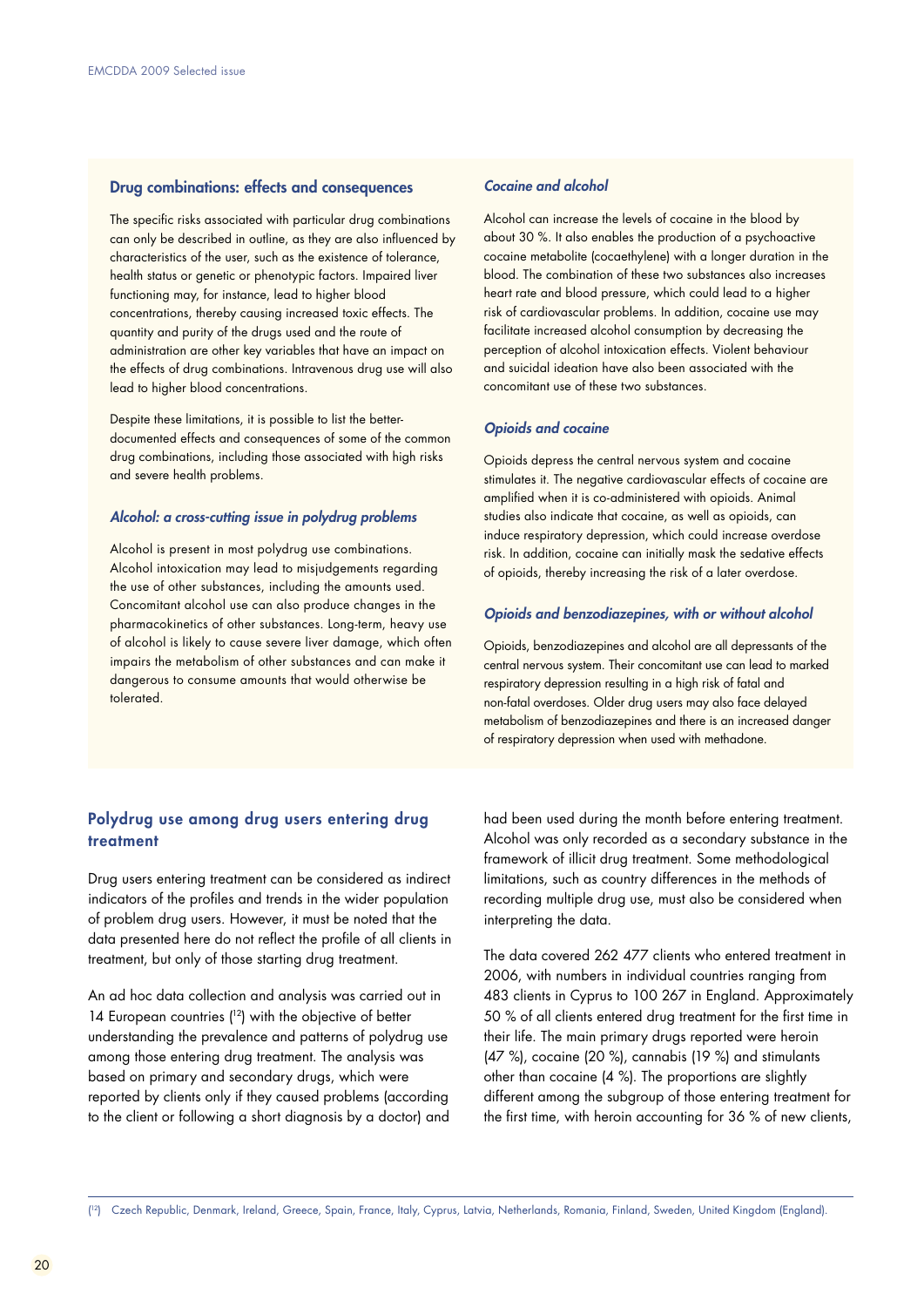## Drug combinations: effects and consequences

The specific risks associated with particular drug combinations can only be described in outline, as they are also influenced by characteristics of the user, such as the existence of tolerance, health status or genetic or phenotypic factors. Impaired liver functioning may, for instance, lead to higher blood concentrations, thereby causing increased toxic effects. The quantity and purity of the drugs used and the route of administration are other key variables that have an impact on the effects of drug combinations. Intravenous drug use will also lead to higher blood concentrations.

Despite these limitations, it is possible to list the better-documented effects and consequences of some of the common drug combinations, including those associated with high risks and severe health problems.

### *Alcohol: a cross-cutting issue in polydrug problems*

Alcohol is present in most polydrug use combinations. Alcohol intoxication may lead to misjudgements regarding the use of other substances, including the amounts used. Concomitant alcohol use can also produce changes in the pharmacokinetics of other substances. Long-term, heavy use of alcohol is likely to cause severe liver damage, which often impairs the metabolism of other substances and can make it dangerous to consume amounts that would otherwise be tolerated.

### *Cocaine and alcohol*

Alcohol can increase the levels of cocaine in the blood by about 30 %. It also enables the production of a psychoactive cocaine metabolite (cocaethylene) with a longer duration in the blood. The combination of these two substances also increases heart rate and blood pressure, which could lead to a higher risk of cardiovascular problems. In addition, cocaine use may facilitate increased alcohol consumption by decreasing the perception of alcohol intoxication effects. Violent behaviour and suicidal ideation have also been associated with the concomitant use of these two substances.

### *Opioids and cocaine*

Opioids depress the central nervous system and cocaine stimulates it. The negative cardiovascular effects of cocaine are amplified when it is co-administered with opioids. Animal studies also indicate that cocaine, as well as opioids, can induce respiratory depression, which could increase overdose risk. In addition, cocaine can initially mask the sedative effects of opioids, thereby increasing the risk of a later overdose.

### *Opioids and benzodiazepines, with or without alcohol*

Opioids, benzodiazepines and alcohol are all depressants of the central nervous system. Their concomitant use can lead to marked respiratory depression resulting in a high risk of fatal and non-fatal overdoses. Older drug users may also face delayed metabolism of benzodiazepines and there is an increased danger of respiratory depression when used with methadone.

## Polydrug use among drug users entering drug treatment

Drug users entering treatment can be considered as indirect indicators of the profiles and trends in the wider population of problem drug users. However, it must be noted that the data presented here do not reflect the profile of all clients in treatment, but only of those starting drug treatment.

An ad hoc data collection and analysis was carried out in 14 European countries ([12]) with the objective of better understanding the prevalence and patterns of polydrug use among those entering drug treatment. The analysis was based on primary and secondary drugs, which were reported by clients only if they caused problems (according to the client or following a short diagnosis by a doctor) and had been used during the month before entering treatment. Alcohol was only recorded as a secondary substance in the framework of illicit drug treatment. Some methodological limitations, such as country differences in the methods of recording multiple drug use, must also be considered when interpreting the data.

The data covered 262 477 clients who entered treatment in 2006, with numbers in individual countries ranging from 483 clients in Cyprus to 100 267 in England. Approximately 50 % of all clients entered drug treatment for the first time in their life. The main primary drugs reported were heroin (47 %), cocaine (20 %), cannabis (19 %) and stimulants other than cocaine (4 %). The proportions are slightly different among the subgroup of those entering treatment for the first time, with heroin accounting for 36 % of new clients,

([12]) Czech Republic, Denmark, Ireland, Greece, Spain, France, Italy, Cyprus, Latvia, Netherlands, Romania, Finland, Sweden, United Kingdom (England).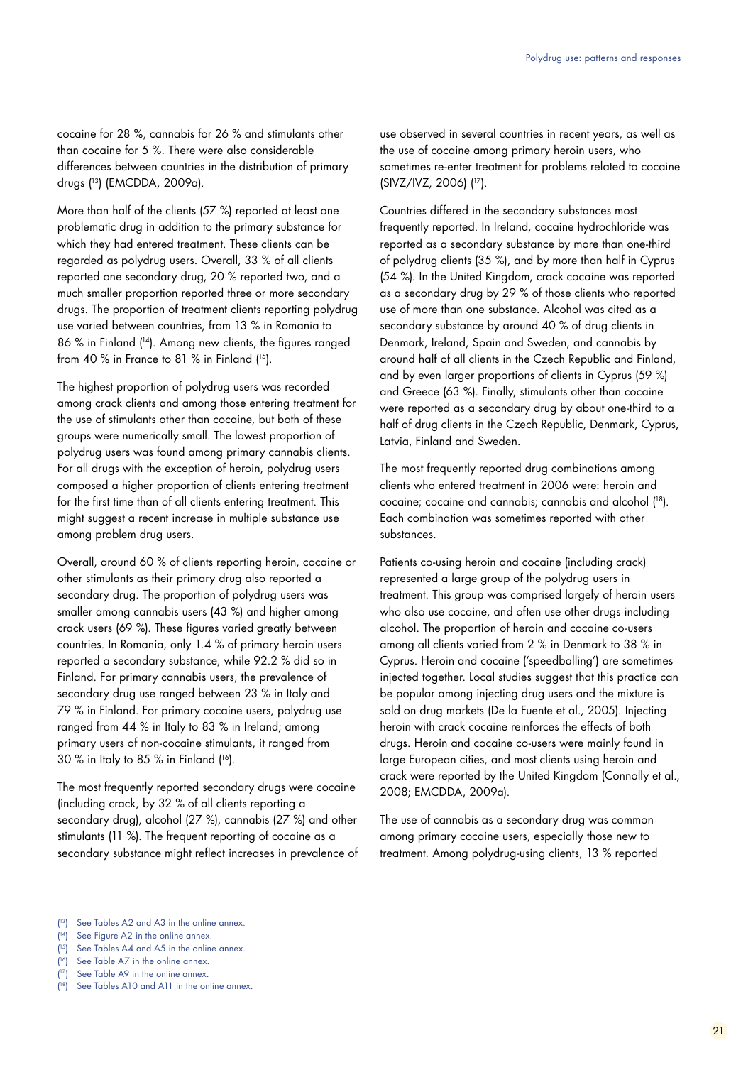cocaine for 28 %, cannabis for 26 % and stimulants other than cocaine for 5 %. There were also considerable differences between countries in the distribution of primary drugs ([13]) (EMCDDA, 2009a).

More than half of the clients (57 %) reported at least one problematic drug in addition to the primary substance for which they had entered treatment. These clients can be regarded as polydrug users. Overall, 33 % of all clients reported one secondary drug, 20 % reported two, and a much smaller proportion reported three or more secondary drugs. The proportion of treatment clients reporting polydrug use varied between countries, from 13 % in Romania to 86 % in Finland ([14]). Among new clients, the figures ranged from 40 % in France to 81 % in Finland ([15]).

The highest proportion of polydrug users was recorded among crack clients and among those entering treatment for the use of stimulants other than cocaine, but both of these groups were numerically small. The lowest proportion of polydrug users was found among primary cannabis clients. For all drugs with the exception of heroin, polydrug users composed a higher proportion of clients entering treatment for the first time than of all clients entering treatment. This might suggest a recent increase in multiple substance use among problem drug users.

Overall, around 60 % of clients reporting heroin, cocaine or other stimulants as their primary drug also reported a secondary drug. The proportion of polydrug users was smaller among cannabis users (43 %) and higher among crack users (69 %). These figures varied greatly between countries. In Romania, only 1.4 % of primary heroin users reported a secondary substance, while 92.2 % did so in Finland. For primary cannabis users, the prevalence of secondary drug use ranged between 23 % in Italy and 79 % in Finland. For primary cocaine users, polydrug use ranged from 44 % in Italy to 83 % in Ireland; among primary users of non-cocaine stimulants, it ranged from 30 % in Italy to 85 % in Finland ([16]).

The most frequently reported secondary drugs were cocaine (including crack, by 32 % of all clients reporting a secondary drug), alcohol (27 %), cannabis (27 %) and other stimulants (11 %). The frequent reporting of cocaine as a secondary substance might reflect increases in prevalence of use observed in several countries in recent years, as well as the use of cocaine among primary heroin users, who sometimes re-enter treatment for problems related to cocaine (SIVZ/IVZ, 2006) ([17]).

Countries differed in the secondary substances most frequently reported. In Ireland, cocaine hydrochloride was reported as a secondary substance by more than one-third of polydrug clients (35 %), and by more than half in Cyprus (54 %). In the United Kingdom, crack cocaine was reported as a secondary drug by 29 % of those clients who reported use of more than one substance. Alcohol was cited as a secondary substance by around 40 % of drug clients in Denmark, Ireland, Spain and Sweden, and cannabis by around half of all clients in the Czech Republic and Finland, and by even larger proportions of clients in Cyprus (59 %) and Greece (63 %). Finally, stimulants other than cocaine were reported as a secondary drug by about one-third to a half of drug clients in the Czech Republic, Denmark, Cyprus, Latvia, Finland and Sweden.

The most frequently reported drug combinations among clients who entered treatment in 2006 were: heroin and cocaine; cocaine and cannabis; cannabis and alcohol ([18]). Each combination was sometimes reported with other substances.

Patients co-using heroin and cocaine (including crack) represented a large group of the polydrug users in treatment. This group was comprised largely of heroin users who also use cocaine, and often use other drugs including alcohol. The proportion of heroin and cocaine co-users among all clients varied from 2 % in Denmark to 38 % in Cyprus. Heroin and cocaine ('speedballing') are sometimes injected together. Local studies suggest that this practice can be popular among injecting drug users and the mixture is sold on drug markets (De la Fuente et al., 2005). Injecting heroin with crack cocaine reinforces the effects of both drugs. Heroin and cocaine co-users were mainly found in large European cities, and most clients using heroin and crack were reported by the United Kingdom (Connolly et al., 2008; EMCDDA, 2009a).

The use of cannabis as a secondary drug was common among primary cocaine users, especially those new to treatment. Among polydrug-using clients, 13 % reported

---

([13]) See Tables A2 and A3 in the online annex.
([14]) See Figure A2 in the online annex.
([15]) See Tables A4 and A5 in the online annex.
([16]) See Table A7 in the online annex.
([17]) See Table A9 in the online annex.
([18]) See Tables A10 and A11 in the online annex.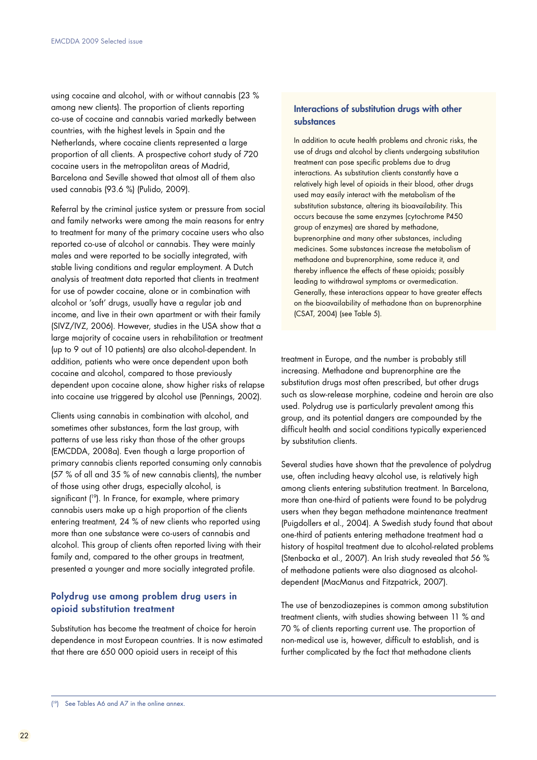using cocaine and alcohol, with or without cannabis (23 % among new clients). The proportion of clients reporting co-use of cocaine and cannabis varied markedly between countries, with the highest levels in Spain and the Netherlands, where cocaine clients represented a large proportion of all clients. A prospective cohort study of 720 cocaine users in the metropolitan areas of Madrid, Barcelona and Seville showed that almost all of them also used cannabis (93.6 %) (Pulido, 2009).

Referral by the criminal justice system or pressure from social and family networks were among the main reasons for entry to treatment for many of the primary cocaine users who also reported co-use of alcohol or cannabis. They were mainly males and were reported to be socially integrated, with stable living conditions and regular employment. A Dutch analysis of treatment data reported that clients in treatment for use of powder cocaine, alone or in combination with alcohol or 'soft' drugs, usually have a regular job and income, and live in their own apartment or with their family (SIVZ/IVZ, 2006). However, studies in the USA show that a large majority of cocaine users in rehabilitation or treatment (up to 9 out of 10 patients) are also alcohol-dependent. In addition, patients who were once dependent upon both cocaine and alcohol, compared to those previously dependent upon cocaine alone, show higher risks of relapse into cocaine use triggered by alcohol use (Pennings, 2002).

Clients using cannabis in combination with alcohol, and sometimes other substances, form the last group, with patterns of use less risky than those of the other groups (EMCDDA, 2008a). Even though a large proportion of primary cannabis clients reported consuming only cannabis (57 % of all and 35 % of new cannabis clients), the number of those using other drugs, especially alcohol, is significant ([19]). In France, for example, where primary cannabis users make up a high proportion of the clients entering treatment, 24 % of new clients who reported using more than one substance were co-users of cannabis and alcohol. This group of clients often reported living with their family and, compared to the other groups in treatment, presented a younger and more socially integrated profile.

## Polydrug use among problem drug users in opioid substitution treatment

Substitution has become the treatment of choice for heroin dependence in most European countries. It is now estimated that there are 650 000 opioid users in receipt of this treatment in Europe, and the number is probably still increasing. Methadone and buprenorphine are the substitution drugs most often prescribed, but other drugs such as slow-release morphine, codeine and heroin are also used. Polydrug use is particularly prevalent among this group, and its potential dangers are compounded by the difficult health and social conditions typically experienced by substitution clients.

Several studies have shown that the prevalence of polydrug use, often including heavy alcohol use, is relatively high among clients entering substitution treatment. In Barcelona, more than one-third of patients were found to be polydrug users when they began methadone maintenance treatment (Puigdollers et al., 2004). A Swedish study found that about one-third of patients entering methadone treatment had a history of hospital treatment due to alcohol-related problems (Stenbacka et al., 2007). An Irish study revealed that 56 % of methadone patients were also diagnosed as alcohol-dependent (MacManus and Fitzpatrick, 2007).

The use of benzodiazepines is common among substitution treatment clients, with studies showing between 11 % and 70 % of clients reporting current use. The proportion of non-medical use is, however, difficult to establish, and is further complicated by the fact that methadone clients

### Interactions of substitution drugs with other substances

In addition to acute health problems and chronic risks, the use of drugs and alcohol by clients undergoing substitution treatment can pose specific problems due to drug interactions. As substitution clients constantly have a relatively high level of opioids in their blood, other drugs used may easily interact with the metabolism of the substitution substance, altering its bioavailability. This occurs because the same enzymes (cytochrome P450 group of enzymes) are shared by methadone, buprenorphine and many other substances, including medicines. Some substances increase the metabolism of methadone and buprenorphine, some reduce it, and thereby influence the effects of these opioids; possibly leading to withdrawal symptoms or overmedication. Generally, these interactions appear to have greater effects on the bioavailability of methadone than on buprenorphine (CSAT, 2004) (see Table 5).

([19]) See Tables A6 and A7 in the online annex.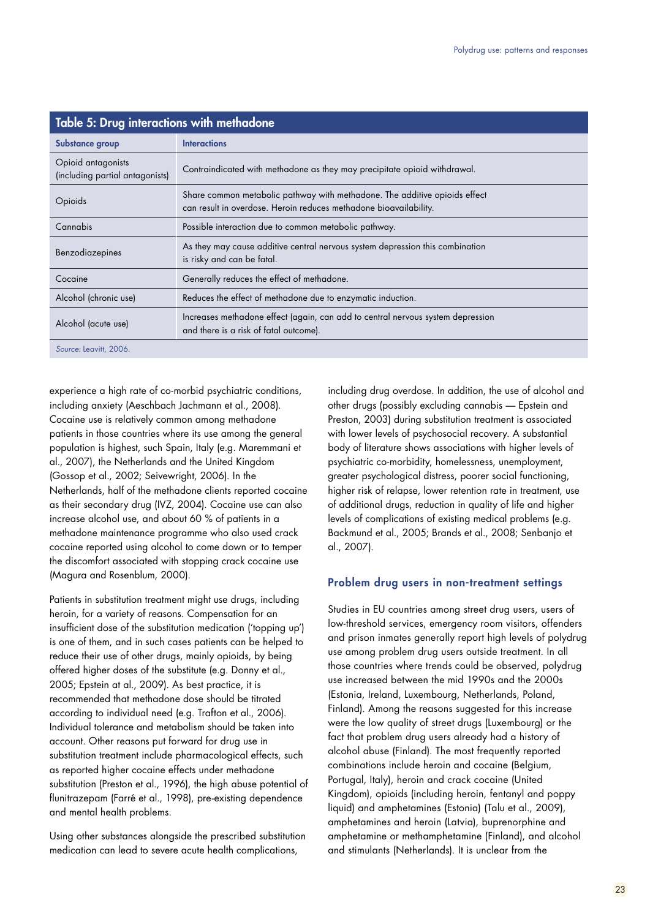**Table 5: Drug interactions with methadone**

| Substance group | Interactions |
|---|---|
| Opioid antagonists (including partial antagonists) | Contraindicated with methadone as they may precipitate opioid withdrawal. |
| Opioids | Share common metabolic pathway with methadone. The additive opioids effect can result in overdose. Heroin reduces methadone bioavailability. |
| Cannabis | Possible interaction due to common metabolic pathway. |
| Benzodiazepines | As they may cause additive central nervous system depression this combination is risky and can be fatal. |
| Cocaine | Generally reduces the effect of methadone. |
| Alcohol (chronic use) | Reduces the effect of methadone due to enzymatic induction. |
| Alcohol (acute use) | Increases methadone effect (again, can add to central nervous system depression and there is a risk of fatal outcome). |

*Source:* Leavitt, 2006.

experience a high rate of co-morbid psychiatric conditions, including anxiety (Aeschbach Jachmann et al., 2008). Cocaine use is relatively common among methadone patients in those countries where its use among the general population is highest, such Spain, Italy (e.g. Maremmani et al., 2007), the Netherlands and the United Kingdom (Gossop et al., 2002; Seivewright, 2006). In the Netherlands, half of the methadone clients reported cocaine as their secondary drug (IVZ, 2004). Cocaine use can also increase alcohol use, and about 60 % of patients in a methadone maintenance programme who also used crack cocaine reported using alcohol to come down or to temper the discomfort associated with stopping crack cocaine use (Magura and Rosenblum, 2000).

Patients in substitution treatment might use drugs, including heroin, for a variety of reasons. Compensation for an insufficient dose of the substitution medication ('topping up') is one of them, and in such cases patients can be helped to reduce their use of other drugs, mainly opioids, by being offered higher doses of the substitute (e.g. Donny et al., 2005; Epstein at al., 2009). As best practice, it is recommended that methadone dose should be titrated according to individual need (e.g. Trafton et al., 2006). Individual tolerance and metabolism should be taken into account. Other reasons put forward for drug use in substitution treatment include pharmacological effects, such as reported higher cocaine effects under methadone substitution (Preston et al., 1996), the high abuse potential of flunitrazepam (Farré et al., 1998), pre-existing dependence and mental health problems.

Using other substances alongside the prescribed substitution medication can lead to severe acute health complications, including drug overdose. In addition, the use of alcohol and other drugs (possibly excluding cannabis — Epstein and Preston, 2003) during substitution treatment is associated with lower levels of psychosocial recovery. A substantial body of literature shows associations with higher levels of psychiatric co-morbidity, homelessness, unemployment, greater psychological distress, poorer social functioning, higher risk of relapse, lower retention rate in treatment, use of additional drugs, reduction in quality of life and higher levels of complications of existing medical problems (e.g. Backmund et al., 2005; Brands et al., 2008; Senbanjo et al., 2007).

## Problem drug users in non-treatment settings

Studies in EU countries among street drug users, users of low-threshold services, emergency room visitors, offenders and prison inmates generally report high levels of polydrug use among problem drug users outside treatment. In all those countries where trends could be observed, polydrug use increased between the mid 1990s and the 2000s (Estonia, Ireland, Luxembourg, Netherlands, Poland, Finland). Among the reasons suggested for this increase were the low quality of street drugs (Luxembourg) or the fact that problem drug users already had a history of alcohol abuse (Finland). The most frequently reported combinations include heroin and cocaine (Belgium, Portugal, Italy), heroin and crack cocaine (United Kingdom), opioids (including heroin, fentanyl and poppy liquid) and amphetamines (Estonia) (Talu et al., 2009), amphetamines and heroin (Latvia), buprenorphine and amphetamine or methamphetamine (Finland), and alcohol and stimulants (Netherlands). It is unclear from the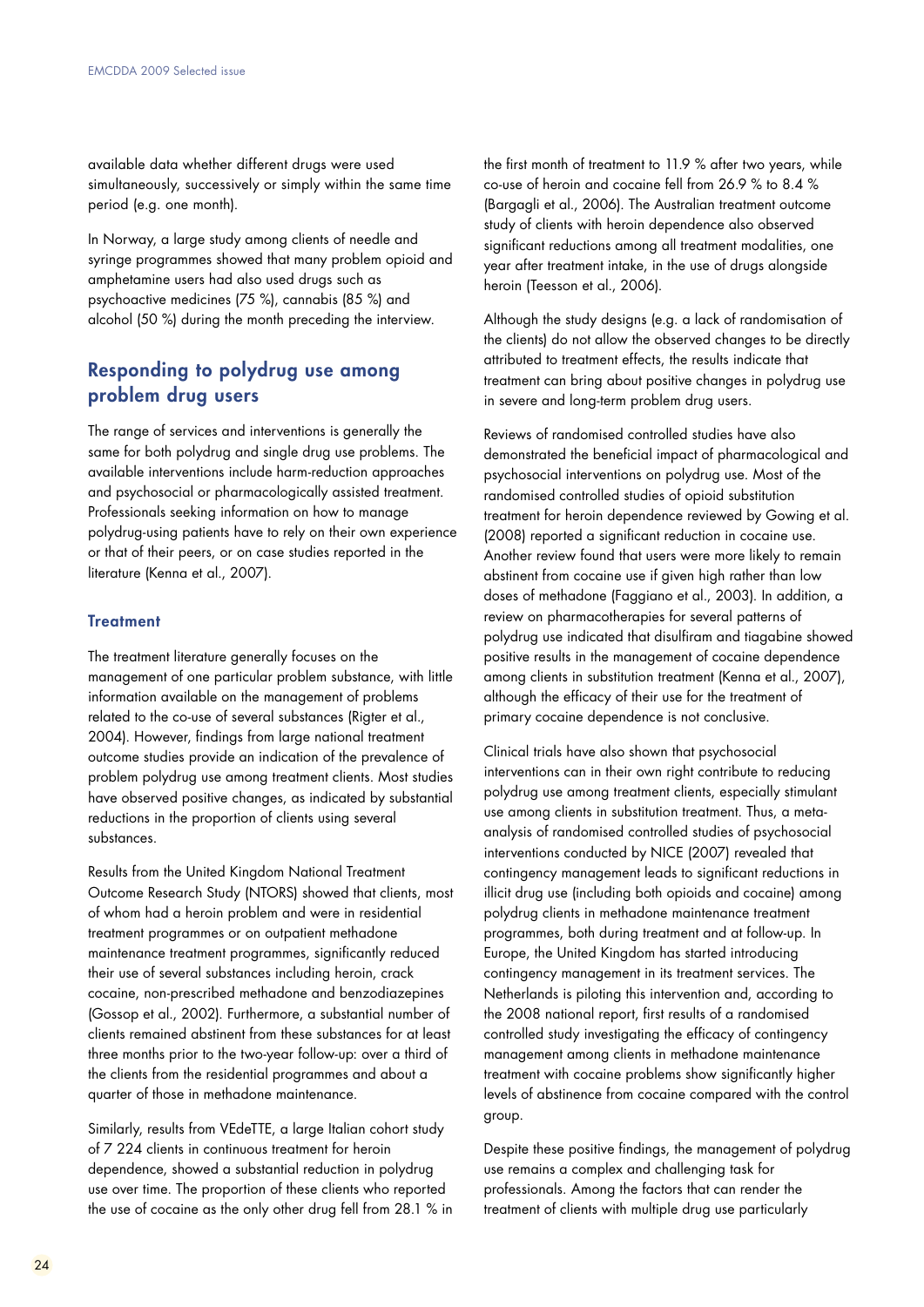available data whether different drugs were used simultaneously, successively or simply within the same time period (e.g. one month).

In Norway, a large study among clients of needle and syringe programmes showed that many problem opioid and amphetamine users had also used drugs such as psychoactive medicines (75 %), cannabis (85 %) and alcohol (50 %) during the month preceding the interview.

## Responding to polydrug use among problem drug users

The range of services and interventions is generally the same for both polydrug and single drug use problems. The available interventions include harm-reduction approaches and psychosocial or pharmacologically assisted treatment. Professionals seeking information on how to manage polydrug-using patients have to rely on their own experience or that of their peers, or on case studies reported in the literature (Kenna et al., 2007).

### Treatment

The treatment literature generally focuses on the management of one particular problem substance, with little information available on the management of problems related to the co-use of several substances (Rigter et al., 2004). However, findings from large national treatment outcome studies provide an indication of the prevalence of problem polydrug use among treatment clients. Most studies have observed positive changes, as indicated by substantial reductions in the proportion of clients using several substances.

Results from the United Kingdom National Treatment Outcome Research Study (NTORS) showed that clients, most of whom had a heroin problem and were in residential treatment programmes or on outpatient methadone maintenance treatment programmes, significantly reduced their use of several substances including heroin, crack cocaine, non-prescribed methadone and benzodiazepines (Gossop et al., 2002). Furthermore, a substantial number of clients remained abstinent from these substances for at least three months prior to the two-year follow-up: over a third of the clients from the residential programmes and about a quarter of those in methadone maintenance.

Similarly, results from VEdeTTE, a large Italian cohort study of 7 224 clients in continuous treatment for heroin dependence, showed a substantial reduction in polydrug use over time. The proportion of these clients who reported the use of cocaine as the only other drug fell from 28.1 % in the first month of treatment to 11.9 % after two years, while co-use of heroin and cocaine fell from 26.9 % to 8.4 % (Bargagli et al., 2006). The Australian treatment outcome study of clients with heroin dependence also observed significant reductions among all treatment modalities, one year after treatment intake, in the use of drugs alongside heroin (Teesson et al., 2006).

Although the study designs (e.g. a lack of randomisation of the clients) do not allow the observed changes to be directly attributed to treatment effects, the results indicate that treatment can bring about positive changes in polydrug use in severe and long-term problem drug users.

Reviews of randomised controlled studies have also demonstrated the beneficial impact of pharmacological and psychosocial interventions on polydrug use. Most of the randomised controlled studies of opioid substitution treatment for heroin dependence reviewed by Gowing et al. (2008) reported a significant reduction in cocaine use. Another review found that users were more likely to remain abstinent from cocaine use if given high rather than low doses of methadone (Faggiano et al., 2003). In addition, a review on pharmacotherapies for several patterns of polydrug use indicated that disulfiram and tiagabine showed positive results in the management of cocaine dependence among clients in substitution treatment (Kenna et al., 2007), although the efficacy of their use for the treatment of primary cocaine dependence is not conclusive.

Clinical trials have also shown that psychosocial interventions can in their own right contribute to reducing polydrug use among treatment clients, especially stimulant use among clients in substitution treatment. Thus, a meta-analysis of randomised controlled studies of psychosocial interventions conducted by NICE (2007) revealed that contingency management leads to significant reductions in illicit drug use (including both opioids and cocaine) among polydrug clients in methadone maintenance treatment programmes, both during treatment and at follow-up. In Europe, the United Kingdom has started introducing contingency management in its treatment services. The Netherlands is piloting this intervention and, according to the 2008 national report, first results of a randomised controlled study investigating the efficacy of contingency management among clients in methadone maintenance treatment with cocaine problems show significantly higher levels of abstinence from cocaine compared with the control group.

Despite these positive findings, the management of polydrug use remains a complex and challenging task for professionals. Among the factors that can render the treatment of clients with multiple drug use particularly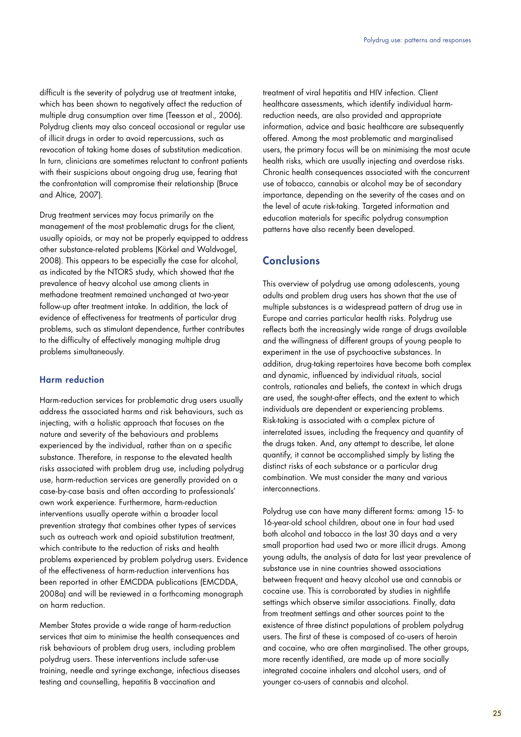difficult is the severity of polydrug use at treatment intake, which has been shown to negatively affect the reduction of multiple drug consumption over time (Teesson et al., 2006). Polydrug clients may also conceal occasional or regular use of illicit drugs in order to avoid repercussions, such as revocation of taking home doses of substitution medication. In turn, clinicians are sometimes reluctant to confront patients with their suspicions about ongoing drug use, fearing that the confrontation will compromise their relationship (Bruce and Altice, 2007).

Drug treatment services may focus primarily on the management of the most problematic drugs for the client, usually opioids, or may not be properly equipped to address other substance-related problems (Körkel and Waldvogel, 2008). This appears to be especially the case for alcohol, as indicated by the NTORS study, which showed that the prevalence of heavy alcohol use among clients in methadone treatment remained unchanged at two-year follow-up after treatment intake. In addition, the lack of evidence of effectiveness for treatments of particular drug problems, such as stimulant dependence, further contributes to the difficulty of effectively managing multiple drug problems simultaneously.

### Harm reduction

Harm-reduction services for problematic drug users usually address the associated harms and risk behaviours, such as injecting, with a holistic approach that focuses on the nature and severity of the behaviours and problems experienced by the individual, rather than on a specific substance. Therefore, in response to the elevated health risks associated with problem drug use, including polydrug use, harm-reduction services are generally provided on a case-by-case basis and often according to professionals' own work experience. Furthermore, harm-reduction interventions usually operate within a broader local prevention strategy that combines other types of services such as outreach work and opioid substitution treatment, which contribute to the reduction of risks and health problems experienced by problem polydrug users. Evidence of the effectiveness of harm-reduction interventions has been reported in other EMCDDA publications (EMCDDA, 2008a) and will be reviewed in a forthcoming monograph on harm reduction.

Member States provide a wide range of harm-reduction services that aim to minimise the health consequences and risk behaviours of problem drug users, including problem polydrug users. These interventions include safer-use training, needle and syringe exchange, infectious diseases testing and counselling, hepatitis B vaccination and treatment of viral hepatitis and HIV infection. Client healthcare assessments, which identify individual harm-reduction needs, are also provided and appropriate information, advice and basic healthcare are subsequently offered. Among the most problematic and marginalised users, the primary focus will be on minimising the most acute health risks, which are usually injecting and overdose risks. Chronic health consequences associated with the concurrent use of tobacco, cannabis or alcohol may be of secondary importance, depending on the severity of the cases and on the level of acute risk-taking. Targeted information and education materials for specific polydrug consumption patterns have also recently been developed.

## Conclusions

This overview of polydrug use among adolescents, young adults and problem drug users has shown that the use of multiple substances is a widespread pattern of drug use in Europe and carries particular health risks. Polydrug use reflects both the increasingly wide range of drugs available and the willingness of different groups of young people to experiment in the use of psychoactive substances. In addition, drug-taking repertoires have become both complex and dynamic, influenced by individual rituals, social controls, rationales and beliefs, the context in which drugs are used, the sought-after effects, and the extent to which individuals are dependent or experiencing problems. Risk-taking is associated with a complex picture of interrelated issues, including the frequency and quantity of the drugs taken. And, any attempt to describe, let alone quantify, it cannot be accomplished simply by listing the distinct risks of each substance or a particular drug combination. We must consider the many and various interconnections.

Polydrug use can have many different forms: among 15- to 16-year-old school children, about one in four had used both alcohol and tobacco in the last 30 days and a very small proportion had used two or more illicit drugs. Among young adults, the analysis of data for last year prevalence of substance use in nine countries showed associations between frequent and heavy alcohol use and cannabis or cocaine use. This is corroborated by studies in nightlife settings which observe similar associations. Finally, data from treatment settings and other sources point to the existence of three distinct populations of problem polydrug users. The first of these is composed of co-users of heroin and cocaine, who are often marginalised. The other groups, more recently identified, are made up of more socially integrated cocaine inhalers and alcohol users, and of younger co-users of cannabis and alcohol.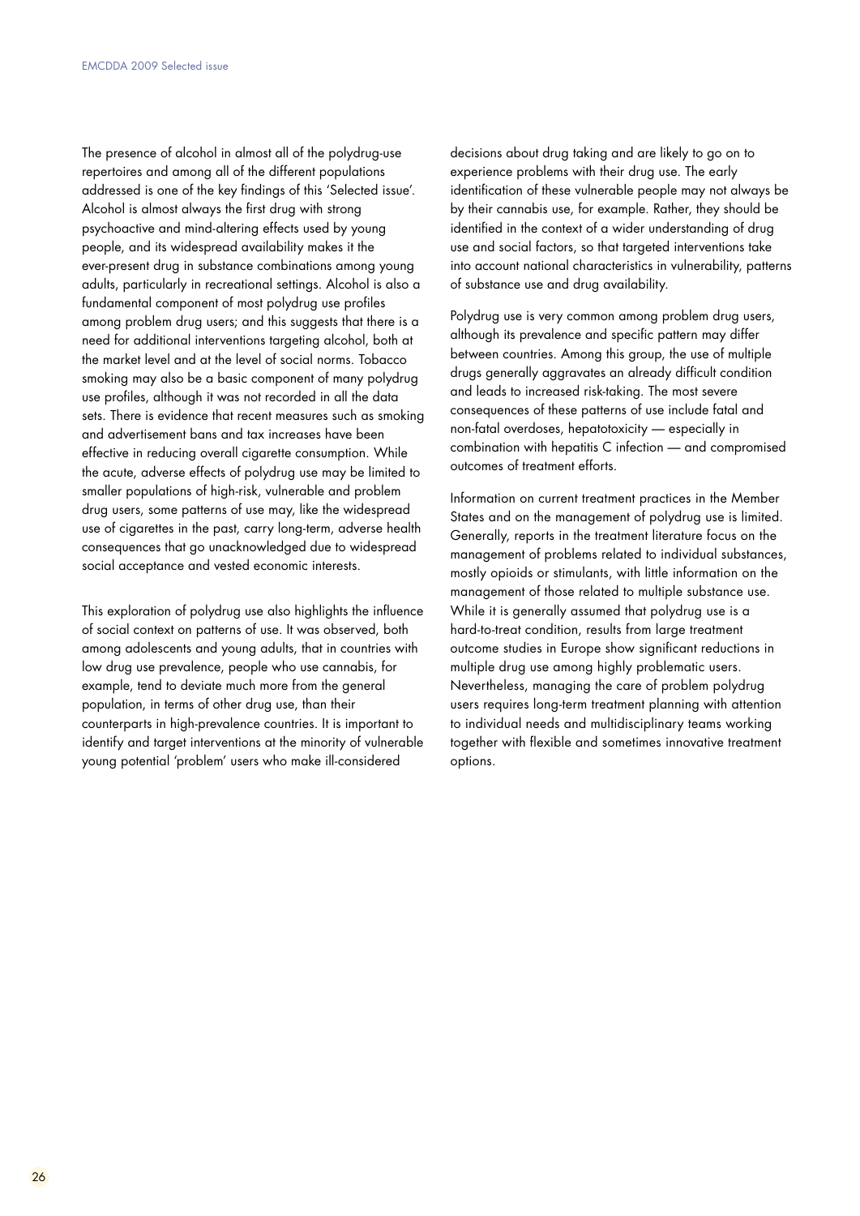The presence of alcohol in almost all of the polydrug-use repertoires and among all of the different populations addressed is one of the key findings of this 'Selected issue'. Alcohol is almost always the first drug with strong psychoactive and mind-altering effects used by young people, and its widespread availability makes it the ever-present drug in substance combinations among young adults, particularly in recreational settings. Alcohol is also a fundamental component of most polydrug use profiles among problem drug users; and this suggests that there is a need for additional interventions targeting alcohol, both at the market level and at the level of social norms. Tobacco smoking may also be a basic component of many polydrug use profiles, although it was not recorded in all the data sets. There is evidence that recent measures such as smoking and advertisement bans and tax increases have been effective in reducing overall cigarette consumption. While the acute, adverse effects of polydrug use may be limited to smaller populations of high-risk, vulnerable and problem drug users, some patterns of use may, like the widespread use of cigarettes in the past, carry long-term, adverse health consequences that go unacknowledged due to widespread social acceptance and vested economic interests.

This exploration of polydrug use also highlights the influence of social context on patterns of use. It was observed, both among adolescents and young adults, that in countries with low drug use prevalence, people who use cannabis, for example, tend to deviate much more from the general population, in terms of other drug use, than their counterparts in high-prevalence countries. It is important to identify and target interventions at the minority of vulnerable young potential 'problem' users who make ill-considered decisions about drug taking and are likely to go on to experience problems with their drug use. The early identification of these vulnerable people may not always be by their cannabis use, for example. Rather, they should be identified in the context of a wider understanding of drug use and social factors, so that targeted interventions take into account national characteristics in vulnerability, patterns of substance use and drug availability.

Polydrug use is very common among problem drug users, although its prevalence and specific pattern may differ between countries. Among this group, the use of multiple drugs generally aggravates an already difficult condition and leads to increased risk-taking. The most severe consequences of these patterns of use include fatal and non-fatal overdoses, hepatotoxicity — especially in combination with hepatitis C infection — and compromised outcomes of treatment efforts.

Information on current treatment practices in the Member States and on the management of polydrug use is limited. Generally, reports in the treatment literature focus on the management of problems related to individual substances, mostly opioids or stimulants, with little information on the management of those related to multiple substance use. While it is generally assumed that polydrug use is a hard-to-treat condition, results from large treatment outcome studies in Europe show significant reductions in multiple drug use among highly problematic users. Nevertheless, managing the care of problem polydrug users requires long-term treatment planning with attention to individual needs and multidisciplinary teams working together with flexible and sometimes innovative treatment options.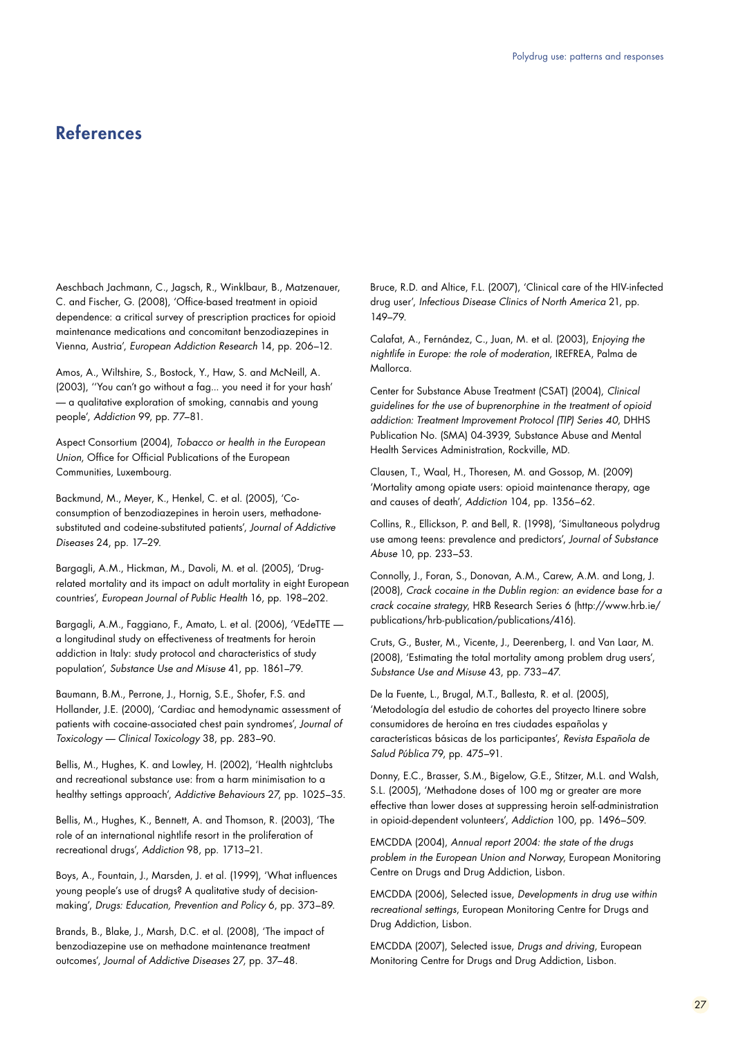## References

Aeschbach Jachmann, C., Jagsch, R., Winklbaur, B., Matzenauer, C. and Fischer, G. (2008), 'Office-based treatment in opioid dependence: a critical survey of prescription practices for opioid maintenance medications and concomitant benzodiazepines in Vienna, Austria', *European Addiction Research* 14, pp. 206–12.

Amos, A., Wiltshire, S., Bostock, Y., Haw, S. and McNeill, A. (2003), ''You can't go without a fag... you need it for your hash' — a qualitative exploration of smoking, cannabis and young people', *Addiction* 99, pp. 77–81.

Aspect Consortium (2004), *Tobacco or health in the European Union*, Office for Official Publications of the European Communities, Luxembourg.

Backmund, M., Meyer, K., Henkel, C. et al. (2005), 'Co-consumption of benzodiazepines in heroin users, methadone-substituted and codeine-substituted patients', *Journal of Addictive Diseases* 24, pp. 17–29.

Bargagli, A.M., Hickman, M., Davoli, M. et al. (2005), 'Drug-related mortality and its impact on adult mortality in eight European countries', *European Journal of Public Health* 16, pp. 198–202.

Bargagli, A.M., Faggiano, F., Amato, L. et al. (2006), 'VEdeTTE — a longitudinal study on effectiveness of treatments for heroin addiction in Italy: study protocol and characteristics of study population', *Substance Use and Misuse* 41, pp. 1861–79.

Baumann, B.M., Perrone, J., Hornig, S.E., Shofer, F.S. and Hollander, J.E. (2000), 'Cardiac and hemodynamic assessment of patients with cocaine-associated chest pain syndromes', *Journal of Toxicology — Clinical Toxicology* 38, pp. 283–90.

Bellis, M., Hughes, K. and Lowley, H. (2002), 'Health nightclubs and recreational substance use: from a harm minimisation to a healthy settings approach', *Addictive Behaviours* 27, pp. 1025–35.

Bellis, M., Hughes, K., Bennett, A. and Thomson, R. (2003), 'The role of an international nightlife resort in the proliferation of recreational drugs', *Addiction* 98, pp. 1713–21.

Boys, A., Fountain, J., Marsden, J. et al. (1999), 'What influences young people's use of drugs? A qualitative study of decision-making', *Drugs: Education, Prevention and Policy* 6, pp. 373–89.

Brands, B., Blake, J., Marsh, D.C. et al. (2008), 'The impact of benzodiazepine use on methadone maintenance treatment outcomes', *Journal of Addictive Diseases* 27, pp. 37–48.

Bruce, R.D. and Altice, F.L. (2007), 'Clinical care of the HIV-infected drug user', *Infectious Disease Clinics of North America* 21, pp. 149–79.

Calafat, A., Fernández, C., Juan, M. et al. (2003), *Enjoying the nightlife in Europe: the role of moderation*, IREFREA, Palma de Mallorca.

Center for Substance Abuse Treatment (CSAT) (2004), *Clinical guidelines for the use of buprenorphine in the treatment of opioid addiction: Treatment Improvement Protocol (TIP) Series 40*, DHHS Publication No. (SMA) 04-3939, Substance Abuse and Mental Health Services Administration, Rockville, MD.

Clausen, T., Waal, H., Thoresen, M. and Gossop, M. (2009) 'Mortality among opiate users: opioid maintenance therapy, age and causes of death', *Addiction* 104, pp. 1356–62.

Collins, R., Ellickson, P. and Bell, R. (1998), 'Simultaneous polydrug use among teens: prevalence and predictors', *Journal of Substance Abuse* 10, pp. 233–53.

Connolly, J., Foran, S., Donovan, A.M., Carew, A.M. and Long, J. (2008), *Crack cocaine in the Dublin region: an evidence base for a crack cocaine strategy*, HRB Research Series 6 (http://www.hrb.ie/publications/hrb-publication/publications/416).

Cruts, G., Buster, M., Vicente, J., Deerenberg, I. and Van Laar, M. (2008), 'Estimating the total mortality among problem drug users', *Substance Use and Misuse* 43, pp. 733–47.

De la Fuente, L., Brugal, M.T., Ballesta, R. et al. (2005), 'Metodología del estudio de cohortes del proyecto Itinere sobre consumidores de heroína en tres ciudades españolas y características básicas de los participantes', *Revista Española de Salud Pública* 79, pp. 475–91.

Donny, E.C., Brasser, S.M., Bigelow, G.E., Stitzer, M.L. and Walsh, S.L. (2005), 'Methadone doses of 100 mg or greater are more effective than lower doses at suppressing heroin self-administration in opioid-dependent volunteers', *Addiction* 100, pp. 1496–509.

EMCDDA (2004), *Annual report 2004: the state of the drugs problem in the European Union and Norway*, European Monitoring Centre on Drugs and Drug Addiction, Lisbon.

EMCDDA (2006), Selected issue, *Developments in drug use within recreational settings*, European Monitoring Centre for Drugs and Drug Addiction, Lisbon.

EMCDDA (2007), Selected issue, *Drugs and driving*, European Monitoring Centre for Drugs and Drug Addiction, Lisbon.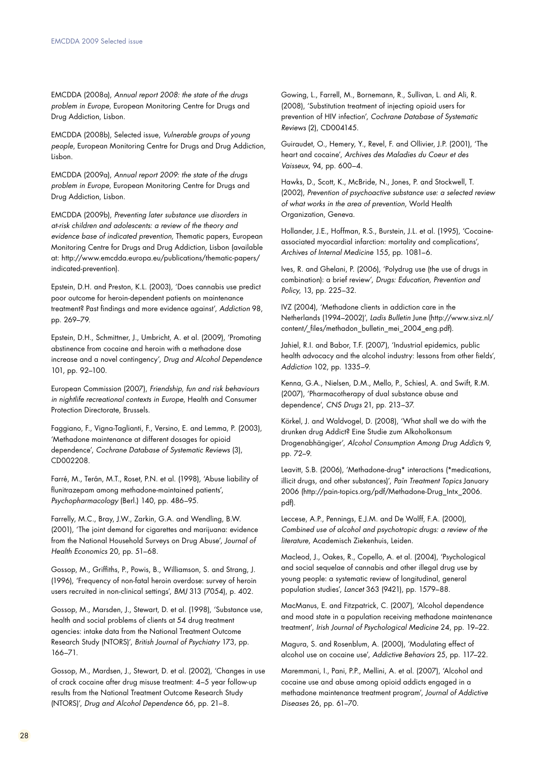EMCDDA (2008a), *Annual report 2008: the state of the drugs problem in Europe*, European Monitoring Centre for Drugs and Drug Addiction, Lisbon.

EMCDDA (2008b), Selected issue, *Vulnerable groups of young people*, European Monitoring Centre for Drugs and Drug Addiction, Lisbon.

EMCDDA (2009a), *Annual report 2009: the state of the drugs problem in Europe*, European Monitoring Centre for Drugs and Drug Addiction, Lisbon.

EMCDDA (2009b), *Preventing later substance use disorders in at-risk children and adolescents: a review of the theory and evidence base of indicated prevention,* Thematic papers, European Monitoring Centre for Drugs and Drug Addiction, Lisbon (available at: http://www.emcdda.europa.eu/publications/thematic-papers/indicated-prevention).

Epstein, D.H. and Preston, K.L. (2003), 'Does cannabis use predict poor outcome for heroin-dependent patients on maintenance treatment? Past findings and more evidence against', *Addiction* 98, pp. 269–79.

Epstein, D.H., Schmittner, J., Umbricht, A. et al. (2009), 'Promoting abstinence from cocaine and heroin with a methadone dose increase and a novel contingency', *Drug and Alcohol Dependence* 101, pp. 92–100.

European Commission (2007), *Friendship, fun and risk behaviours in nightlife recreational contexts in Europe*, Health and Consumer Protection Directorate, Brussels.

Faggiano, F., Vigna-Taglianti, F., Versino, E. and Lemma, P. (2003), 'Methadone maintenance at different dosages for opioid dependence', *Cochrane Database of Systematic Reviews* (3), CD002208.

Farré, M., Terán, M.T., Roset, P.N. et al. (1998), 'Abuse liability of flunitrazepam among methadone-maintained patients', *Psychopharmacology* (Berl.) 140, pp. 486–95.

Farrelly, M.C., Bray, J.W., Zarkin, G.A. and Wendling, B.W. (2001), 'The joint demand for cigarettes and marijuana: evidence from the National Household Surveys on Drug Abuse', *Journal of Health Economics* 20, pp. 51–68.

Gossop, M., Griffiths, P., Powis, B., Williamson, S. and Strang, J. (1996), 'Frequency of non-fatal heroin overdose: survey of heroin users recruited in non-clinical settings', *BMJ* 313 (7054), p. 402.

Gossop, M., Marsden, J., Stewart, D. et al. (1998), 'Substance use, health and social problems of clients at 54 drug treatment agencies: intake data from the National Treatment Outcome Research Study (NTORS)', *British Journal of Psychiatry* 173, pp. 166–71.

Gossop, M., Mardsen, J., Stewart, D. et al. (2002), 'Changes in use of crack cocaine after drug misuse treatment: 4–5 year follow-up results from the National Treatment Outcome Research Study (NTORS)', *Drug and Alcohol Dependence* 66, pp. 21–8.

Gowing, L., Farrell, M., Bornemann, R., Sullivan, L. and Ali, R. (2008), 'Substitution treatment of injecting opioid users for prevention of HIV infection', *Cochrane Database of Systematic Reviews* (2), CD004145.

Guiraudet, O., Hemery, Y., Revel, F. and Ollivier, J.P. (2001), 'The heart and cocaine', *Archives des Maladies du Coeur et des Vaisseux*, 94, pp. 600–4.

Hawks, D., Scott, K., McBride, N., Jones, P. and Stockwell, T. (2002), *Prevention of psychoactive substance use: a selected review of what works in the area of prevention*, World Health Organization, Geneva.

Hollander, J.E., Hoffman, R.S., Burstein, J.L. et al. (1995), 'Cocaine-associated myocardial infarction: mortality and complications', *Archives of Internal Medicine* 155, pp. 1081–6.

Ives, R. and Ghelani, P. (2006), 'Polydrug use (the use of drugs in combination): a brief review', *Drugs: Education, Prevention and Policy*, 13, pp. 225–32.

IVZ (2004), 'Methadone clients in addiction care in the Netherlands (1994–2002)', *Ladis Bulletin* June (http://www.sivz.nl/content/_files/methadon_bulletin_mei_2004_eng.pdf).

Jahiel, R.I. and Babor, T.F. (2007), 'Industrial epidemics, public health advocacy and the alcohol industry: lessons from other fields', *Addiction* 102, pp. 1335–9.

Kenna, G.A., Nielsen, D.M., Mello, P., Schiesl, A. and Swift, R.M. (2007), 'Pharmacotherapy of dual substance abuse and dependence', *CNS Drugs* 21, pp. 213–37.

Körkel, J. and Waldvogel, D. (2008), 'What shall we do with the drunken drug Addict? Eine Studie zum Alkoholkonsum Drogenabhängiger', *Alcohol Consumption Among Drug Addicts* 9, pp. 72–9.

Leavitt, S.B. (2006), 'Methadone-drug* interactions (*medications, illicit drugs, and other substances)', *Pain Treatment Topics* January 2006 (http://pain-topics.org/pdf/Methadone-Drug_Intx_2006.pdf).

Leccese, A.P., Pennings, E.J.M. and De Wolff, F.A. (2000), *Combined use of alcohol and psychotropic drugs: a review of the literature*, Academisch Ziekenhuis, Leiden.

Macleod, J., Oakes, R., Copello, A. et al. (2004), 'Psychological and social sequelae of cannabis and other illegal drug use by young people: a systematic review of longitudinal, general population studies', *Lancet* 363 (9421), pp. 1579–88.

MacManus, E. and Fitzpatrick, C. (2007), 'Alcohol dependence and mood state in a population receiving methadone maintenance treatment', *Irish Journal of Psychological Medicine* 24, pp. 19–22.

Magura, S. and Rosenblum, A. (2000), 'Modulating effect of alcohol use on cocaine use', *Addictive Behaviors* 25, pp. 117–22.

Maremmani, I., Pani, P.P., Mellini, A. et al. (2007), 'Alcohol and cocaine use and abuse among opioid addicts engaged in a methadone maintenance treatment program', *Journal of Addictive Diseases* 26, pp. 61–70.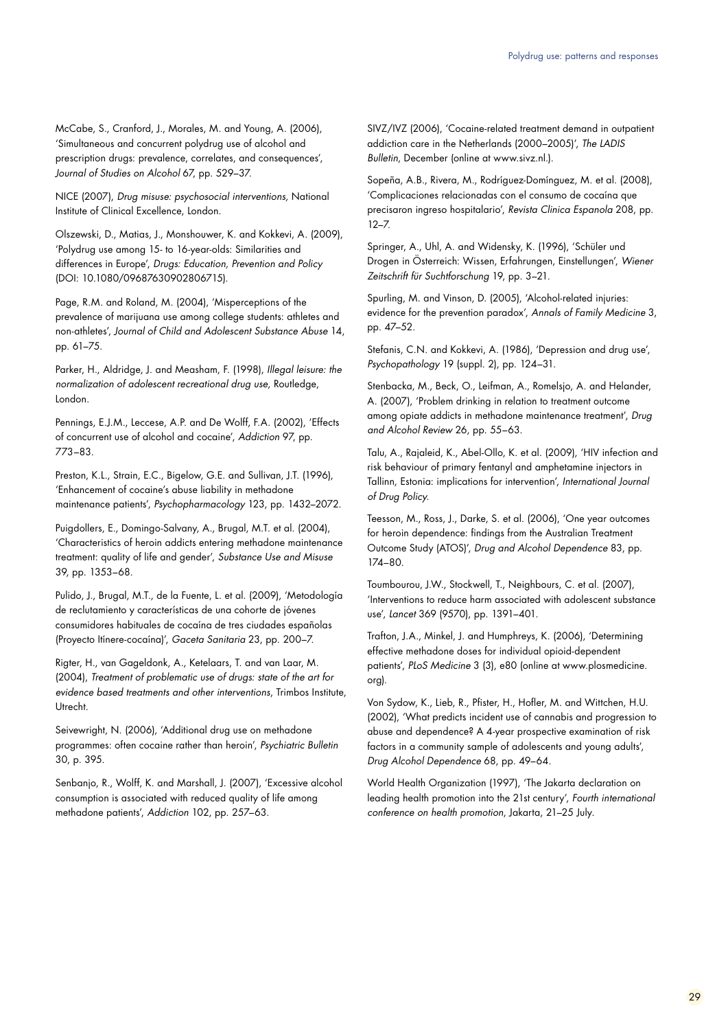McCabe, S., Cranford, J., Morales, M. and Young, A. (2006), 'Simultaneous and concurrent polydrug use of alcohol and prescription drugs: prevalence, correlates, and consequences', *Journal of Studies on Alcohol* 67, pp. 529–37.

NICE (2007), *Drug misuse: psychosocial interventions*, National Institute of Clinical Excellence, London.

Olszewski, D., Matias, J., Monshouwer, K. and Kokkevi, A. (2009), 'Polydrug use among 15- to 16-year-olds: Similarities and differences in Europe', *Drugs: Education, Prevention and Policy* (DOI: 10.1080/09687630902806715).

Page, R.M. and Roland, M. (2004), 'Misperceptions of the prevalence of marijuana use among college students: athletes and non-athletes', *Journal of Child and Adolescent Substance Abuse* 14, pp. 61–75.

Parker, H., Aldridge, J. and Measham, F. (1998), *Illegal leisure: the normalization of adolescent recreational drug use*, Routledge, London.

Pennings, E.J.M., Leccese, A.P. and De Wolff, F.A. (2002), 'Effects of concurrent use of alcohol and cocaine', *Addiction* 97, pp. 773–83.

Preston, K.L., Strain, E.C., Bigelow, G.E. and Sullivan, J.T. (1996), 'Enhancement of cocaine's abuse liability in methadone maintenance patients', *Psychopharmacology* 123, pp. 1432–2072.

Puigdollers, E., Domingo-Salvany, A., Brugal, M.T. et al. (2004), 'Characteristics of heroin addicts entering methadone maintenance treatment: quality of life and gender', *Substance Use and Misuse* 39, pp. 1353–68.

Pulido, J., Brugal, M.T., de la Fuente, L. et al. (2009), 'Metodología de reclutamiento y características de una cohorte de jóvenes consumidores habituales de cocaína de tres ciudades españolas (Proyecto Itínere-cocaína)', *Gaceta Sanitaria* 23, pp. 200–7.

Rigter, H., van Gageldonk, A., Ketelaars, T. and van Laar, M. (2004), *Treatment of problematic use of drugs: state of the art for evidence based treatments and other interventions*, Trimbos Institute, Utrecht.

Seivewright, N. (2006), 'Additional drug use on methadone programmes: often cocaine rather than heroin', *Psychiatric Bulletin* 30, p. 395.

Senbanjo, R., Wolff, K. and Marshall, J. (2007), 'Excessive alcohol consumption is associated with reduced quality of life among methadone patients', *Addiction* 102, pp. 257–63.

SIVZ/IVZ (2006), 'Cocaine-related treatment demand in outpatient addiction care in the Netherlands (2000–2005)', *The LADIS Bulletin*, December (online at www.sivz.nl.).

Sopeña, A.B., Rivera, M., Rodríguez-Domínguez, M. et al. (2008), 'Complicaciones relacionadas con el consumo de cocaína que precisaron ingreso hospitalario', *Revista Clinica Espanola* 208, pp. 12–7.

Springer, A., Uhl, A. and Widensky, K. (1996), 'Schüler und Drogen in Österreich: Wissen, Erfahrungen, Einstellungen', *Wiener Zeitschrift für Suchtforschung* 19, pp. 3–21.

Spurling, M. and Vinson, D. (2005), 'Alcohol-related injuries: evidence for the prevention paradox', *Annals of Family Medicine* 3, pp. 47–52.

Stefanis, C.N. and Kokkevi, A. (1986), 'Depression and drug use', *Psychopathology* 19 (suppl. 2), pp. 124–31.

Stenbacka, M., Beck, O., Leifman, A., Romelsjo, A. and Helander, A. (2007), 'Problem drinking in relation to treatment outcome among opiate addicts in methadone maintenance treatment', *Drug and Alcohol Review* 26, pp. 55–63.

Talu, A., Rajaleid, K., Abel-Ollo, K. et al. (2009), 'HIV infection and risk behaviour of primary fentanyl and amphetamine injectors in Tallinn, Estonia: implications for intervention', *International Journal of Drug Policy*.

Teesson, M., Ross, J., Darke, S. et al. (2006), 'One year outcomes for heroin dependence: findings from the Australian Treatment Outcome Study (ATOS)', *Drug and Alcohol Dependence* 83, pp. 174–80.

Toumbourou, J.W., Stockwell, T., Neighbours, C. et al. (2007), 'Interventions to reduce harm associated with adolescent substance use', *Lancet* 369 (9570), pp. 1391–401.

Trafton, J.A., Minkel, J. and Humphreys, K. (2006), 'Determining effective methadone doses for individual opioid-dependent patients', *PLoS Medicine* 3 (3), e80 (online at www.plosmedicine.org).

Von Sydow, K., Lieb, R., Pfister, H., Hofler, M. and Wittchen, H.U. (2002), 'What predicts incident use of cannabis and progression to abuse and dependence? A 4-year prospective examination of risk factors in a community sample of adolescents and young adults', *Drug Alcohol Dependence* 68, pp. 49–64.

World Health Organization (1997), 'The Jakarta declaration on leading health promotion into the 21st century', *Fourth international conference on health promotion*, Jakarta, 21–25 July.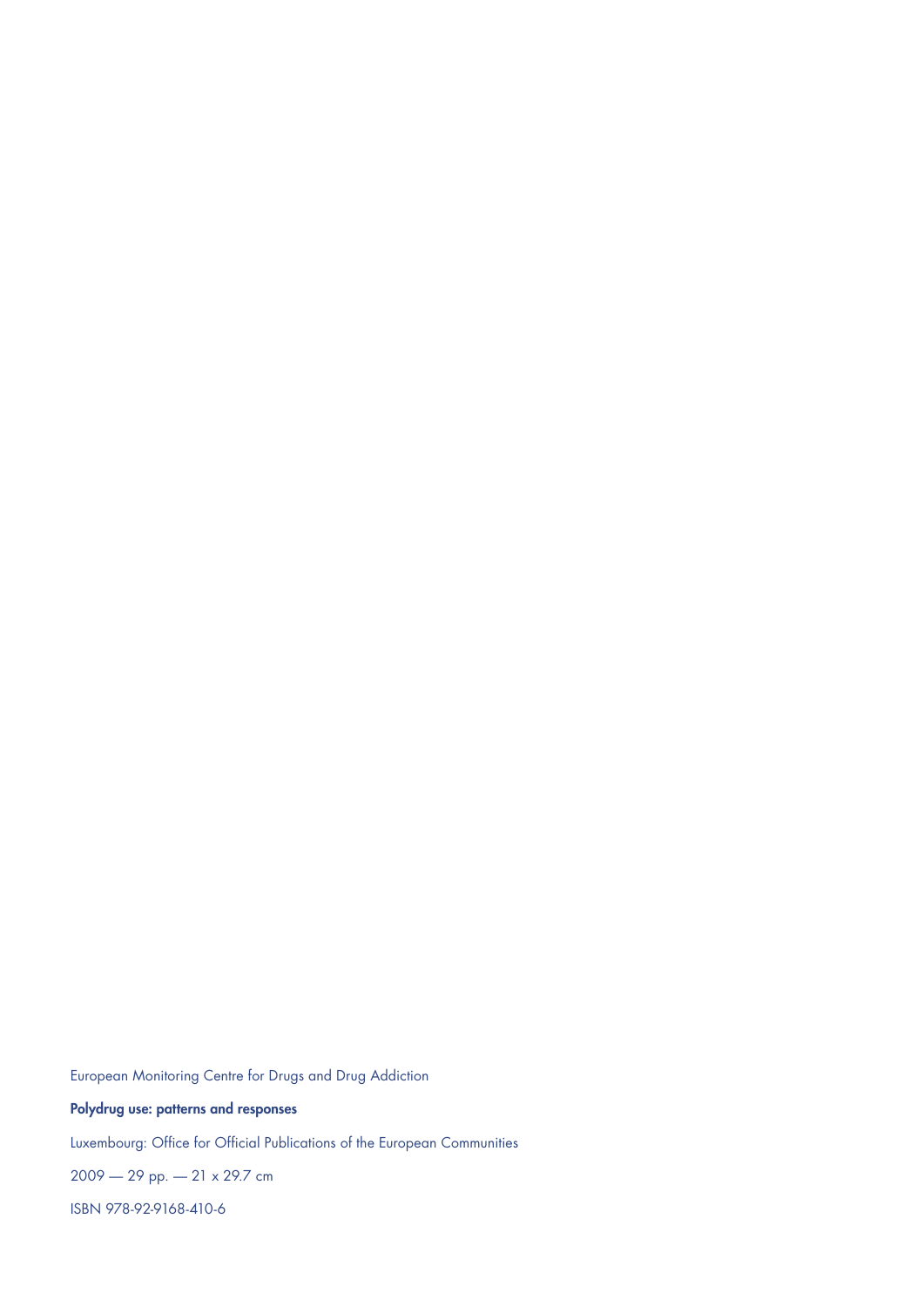European Monitoring Centre for Drugs and Drug Addiction

**Polydrug use: patterns and responses**

Luxembourg: Office for Official Publications of the European Communities

2009 — 29 pp. — 21 x 29.7 cm

ISBN 978-92-9168-410-6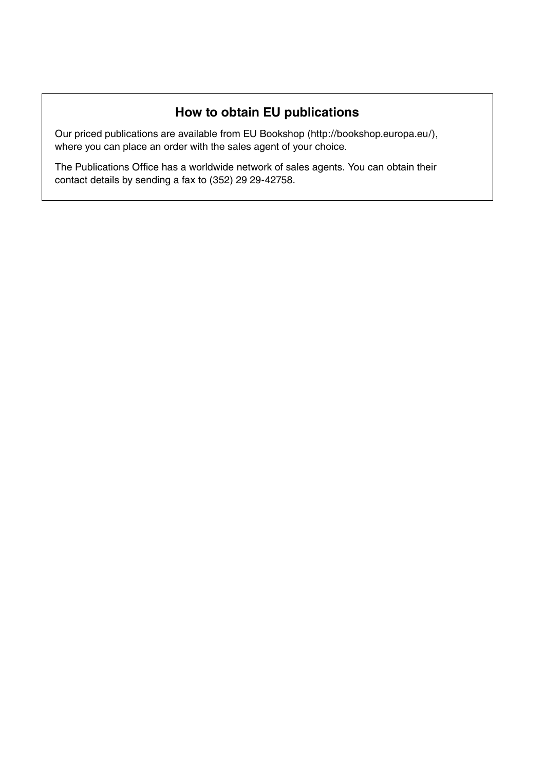## How to obtain EU publications

Our priced publications are available from EU Bookshop (http://bookshop.europa.eu/), where you can place an order with the sales agent of your choice.

The Publications Office has a worldwide network of sales agents. You can obtain their contact details by sending a fax to (352) 29 29-42758.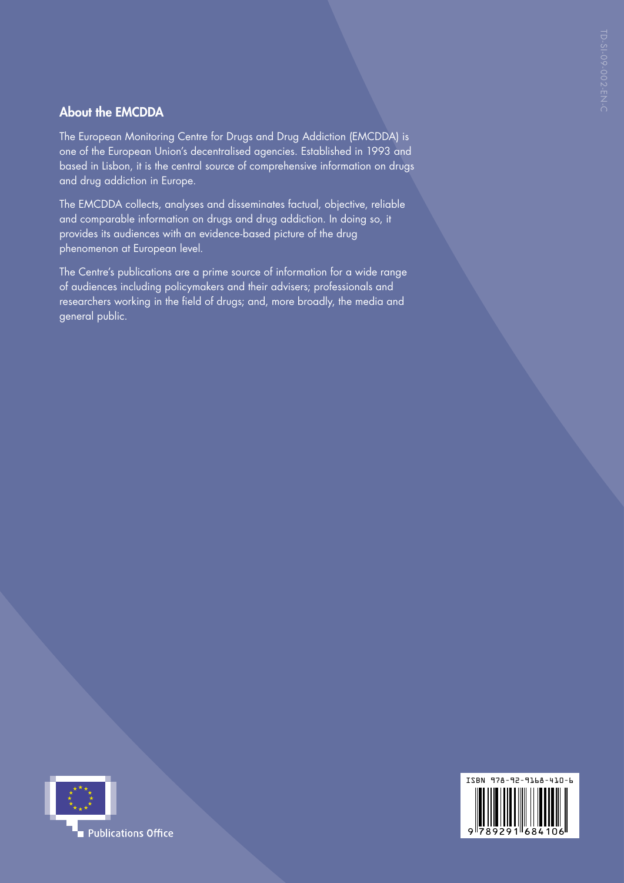## About the EMCDDA

The European Monitoring Centre for Drugs and Drug Addiction (EMCDDA) is one of the European Union's decentralised agencies. Established in 1993 and based in Lisbon, it is the central source of comprehensive information on drugs and drug addiction in Europe.

The EMCDDA collects, analyses and disseminates factual, objective, reliable and comparable information on drugs and drug addiction. In doing so, it provides its audiences with an evidence-based picture of the drug phenomenon at European level.

The Centre's publications are a prime source of information for a wide range of audiences including policymakers and their advisers; professionals and researchers working in the field of drugs; and, more broadly, the media and general public.

Publications Office

ISBN 978-92-9168-410-6

TD-SI-09-002-EN-C